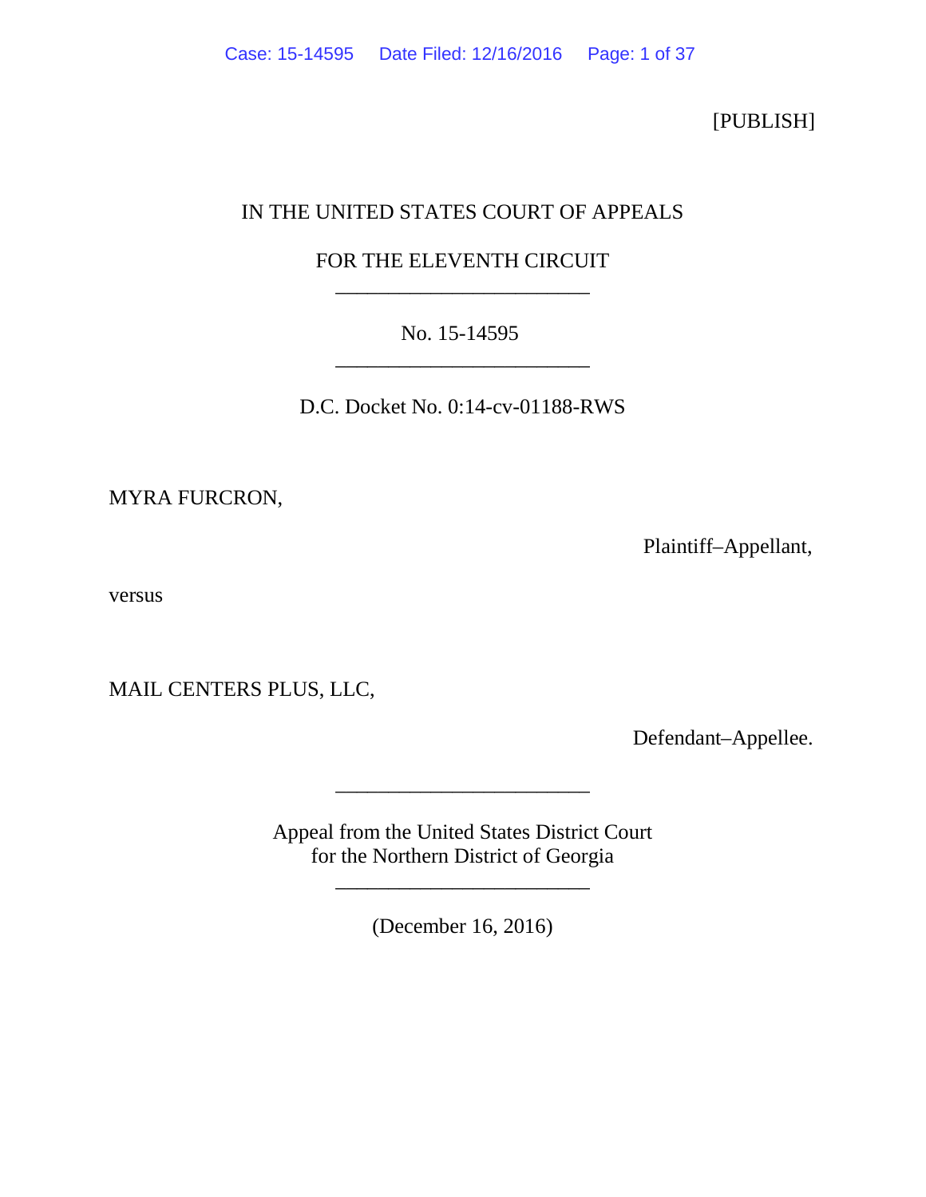[PUBLISH]

IN THE UNITED STATES COURT OF APPEALS

FOR THE ELEVENTH CIRCUIT

---

No. 15-14595

---

D.C. Docket No. 0:14-cv-01188-RWS

MYRA FURCRON,

Plaintiff–Appellant,

versus

MAIL CENTERS PLUS, LLC,

Defendant–Appellee.

---

Appeal from the United States District Court
for the Northern District of Georgia

---

(December 16, 2016)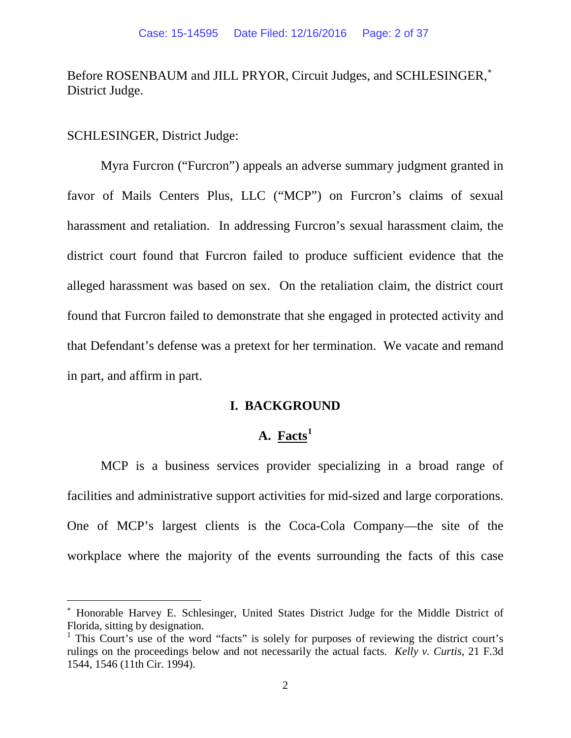Before ROSENBAUM and JILL PRYOR, Circuit Judges, and SCHLESINGER,[*] District Judge.

SCHLESINGER, District Judge:

Myra Furcron ("Furcron") appeals an adverse summary judgment granted in favor of Mails Centers Plus, LLC ("MCP") on Furcron's claims of sexual harassment and retaliation. In addressing Furcron's sexual harassment claim, the district court found that Furcron failed to produce sufficient evidence that the alleged harassment was based on sex. On the retaliation claim, the district court found that Furcron failed to demonstrate that she engaged in protected activity and that Defendant's defense was a pretext for her termination. We vacate and remand in part, and affirm in part.

## I. BACKGROUND

### A. Facts[1]

MCP is a business services provider specializing in a broad range of facilities and administrative support activities for mid-sized and large corporations. One of MCP's largest clients is the Coca-Cola Company—the site of the workplace where the majority of the events surrounding the facts of this case

---

[*] Honorable Harvey E. Schlesinger, United States District Judge for the Middle District of Florida, sitting by designation.

[1] This Court's use of the word "facts" is solely for purposes of reviewing the district court's rulings on the proceedings below and not necessarily the actual facts. *Kelly v. Curtis*, 21 F.3d 1544, 1546 (11th Cir. 1994).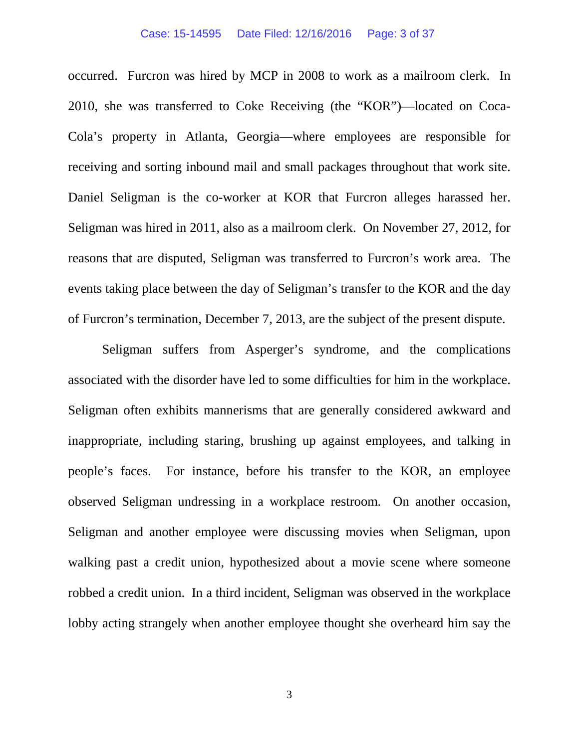occurred. Furcron was hired by MCP in 2008 to work as a mailroom clerk. In 2010, she was transferred to Coke Receiving (the "KOR")—located on Coca-Cola's property in Atlanta, Georgia—where employees are responsible for receiving and sorting inbound mail and small packages throughout that work site. Daniel Seligman is the co-worker at KOR that Furcron alleges harassed her. Seligman was hired in 2011, also as a mailroom clerk. On November 27, 2012, for reasons that are disputed, Seligman was transferred to Furcron's work area. The events taking place between the day of Seligman's transfer to the KOR and the day of Furcron's termination, December 7, 2013, are the subject of the present dispute.

Seligman suffers from Asperger's syndrome, and the complications associated with the disorder have led to some difficulties for him in the workplace. Seligman often exhibits mannerisms that are generally considered awkward and inappropriate, including staring, brushing up against employees, and talking in people's faces. For instance, before his transfer to the KOR, an employee observed Seligman undressing in a workplace restroom. On another occasion, Seligman and another employee were discussing movies when Seligman, upon walking past a credit union, hypothesized about a movie scene where someone robbed a credit union. In a third incident, Seligman was observed in the workplace lobby acting strangely when another employee thought she overheard him say the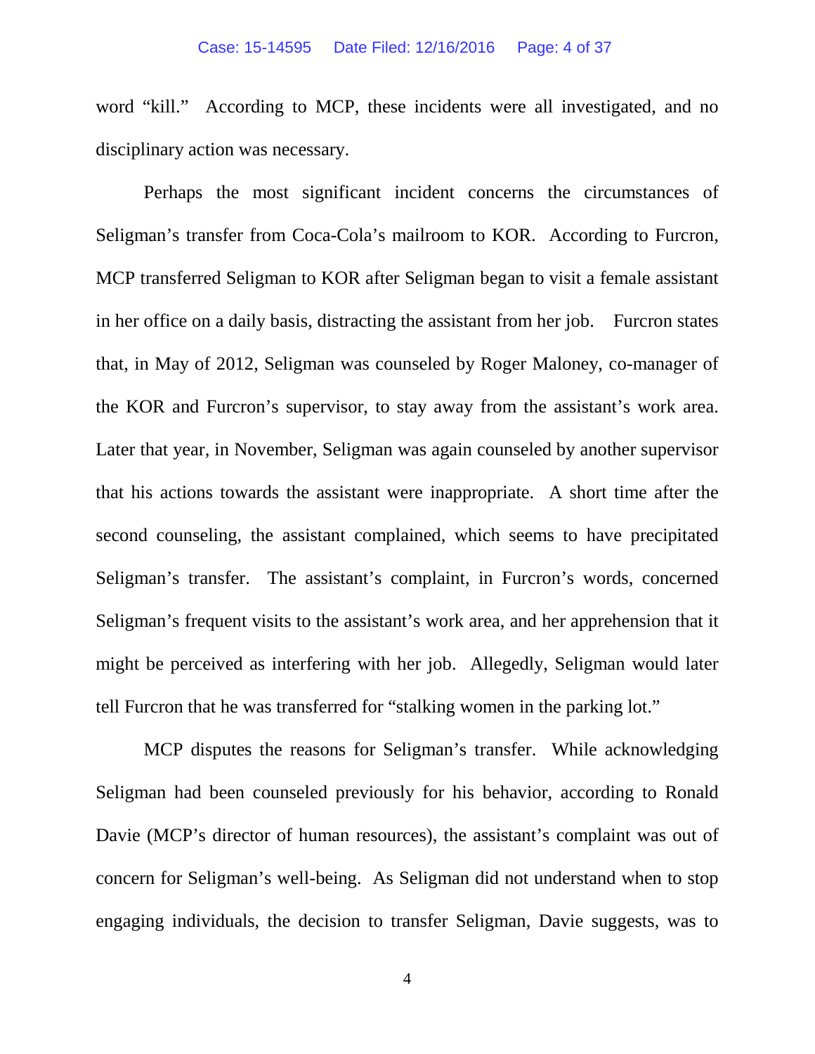word "kill." According to MCP, these incidents were all investigated, and no disciplinary action was necessary.

Perhaps the most significant incident concerns the circumstances of Seligman's transfer from Coca-Cola's mailroom to KOR. According to Furcron, MCP transferred Seligman to KOR after Seligman began to visit a female assistant in her office on a daily basis, distracting the assistant from her job. Furcron states that, in May of 2012, Seligman was counseled by Roger Maloney, co-manager of the KOR and Furcron's supervisor, to stay away from the assistant's work area. Later that year, in November, Seligman was again counseled by another supervisor that his actions towards the assistant were inappropriate. A short time after the second counseling, the assistant complained, which seems to have precipitated Seligman's transfer. The assistant's complaint, in Furcron's words, concerned Seligman's frequent visits to the assistant's work area, and her apprehension that it might be perceived as interfering with her job. Allegedly, Seligman would later tell Furcron that he was transferred for "stalking women in the parking lot."

MCP disputes the reasons for Seligman's transfer. While acknowledging Seligman had been counseled previously for his behavior, according to Ronald Davie (MCP's director of human resources), the assistant's complaint was out of concern for Seligman's well-being. As Seligman did not understand when to stop engaging individuals, the decision to transfer Seligman, Davie suggests, was to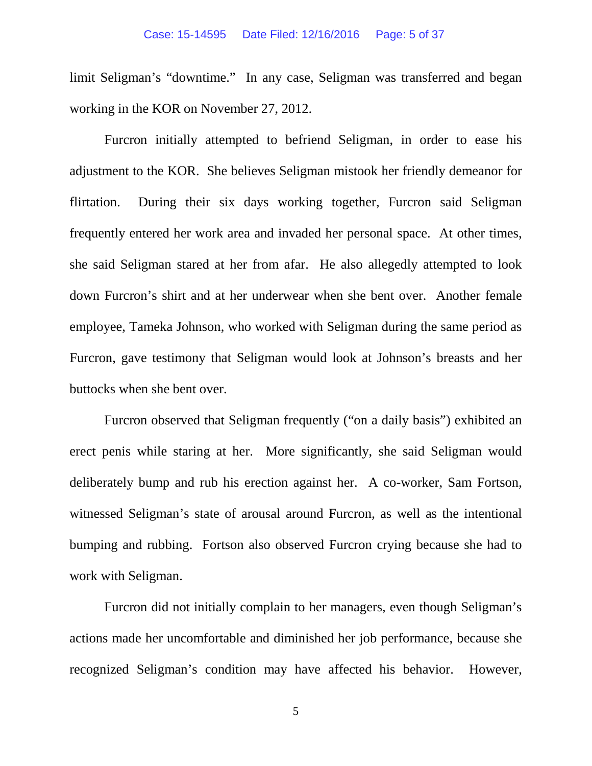limit Seligman's "downtime." In any case, Seligman was transferred and began working in the KOR on November 27, 2012.

Furcron initially attempted to befriend Seligman, in order to ease his adjustment to the KOR. She believes Seligman mistook her friendly demeanor for flirtation. During their six days working together, Furcron said Seligman frequently entered her work area and invaded her personal space. At other times, she said Seligman stared at her from afar. He also allegedly attempted to look down Furcron's shirt and at her underwear when she bent over. Another female employee, Tameka Johnson, who worked with Seligman during the same period as Furcron, gave testimony that Seligman would look at Johnson's breasts and her buttocks when she bent over.

Furcron observed that Seligman frequently ("on a daily basis") exhibited an erect penis while staring at her. More significantly, she said Seligman would deliberately bump and rub his erection against her. A co-worker, Sam Fortson, witnessed Seligman's state of arousal around Furcron, as well as the intentional bumping and rubbing. Fortson also observed Furcron crying because she had to work with Seligman.

Furcron did not initially complain to her managers, even though Seligman's actions made her uncomfortable and diminished her job performance, because she recognized Seligman's condition may have affected his behavior. However,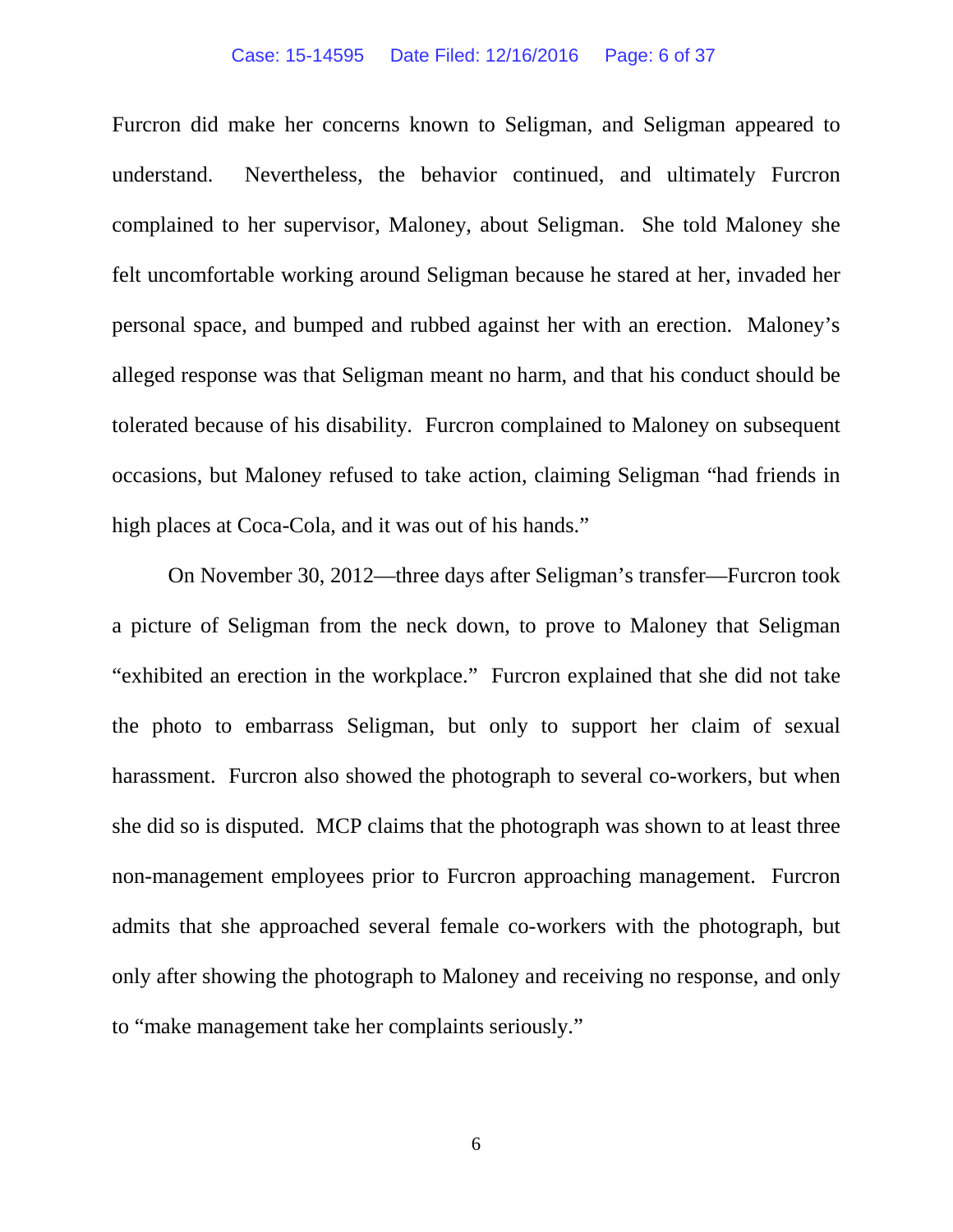Furcron did make her concerns known to Seligman, and Seligman appeared to understand. Nevertheless, the behavior continued, and ultimately Furcron complained to her supervisor, Maloney, about Seligman. She told Maloney she felt uncomfortable working around Seligman because he stared at her, invaded her personal space, and bumped and rubbed against her with an erection. Maloney's alleged response was that Seligman meant no harm, and that his conduct should be tolerated because of his disability. Furcron complained to Maloney on subsequent occasions, but Maloney refused to take action, claiming Seligman "had friends in high places at Coca-Cola, and it was out of his hands."

On November 30, 2012—three days after Seligman's transfer—Furcron took a picture of Seligman from the neck down, to prove to Maloney that Seligman "exhibited an erection in the workplace." Furcron explained that she did not take the photo to embarrass Seligman, but only to support her claim of sexual harassment. Furcron also showed the photograph to several co-workers, but when she did so is disputed. MCP claims that the photograph was shown to at least three non-management employees prior to Furcron approaching management. Furcron admits that she approached several female co-workers with the photograph, but only after showing the photograph to Maloney and receiving no response, and only to "make management take her complaints seriously."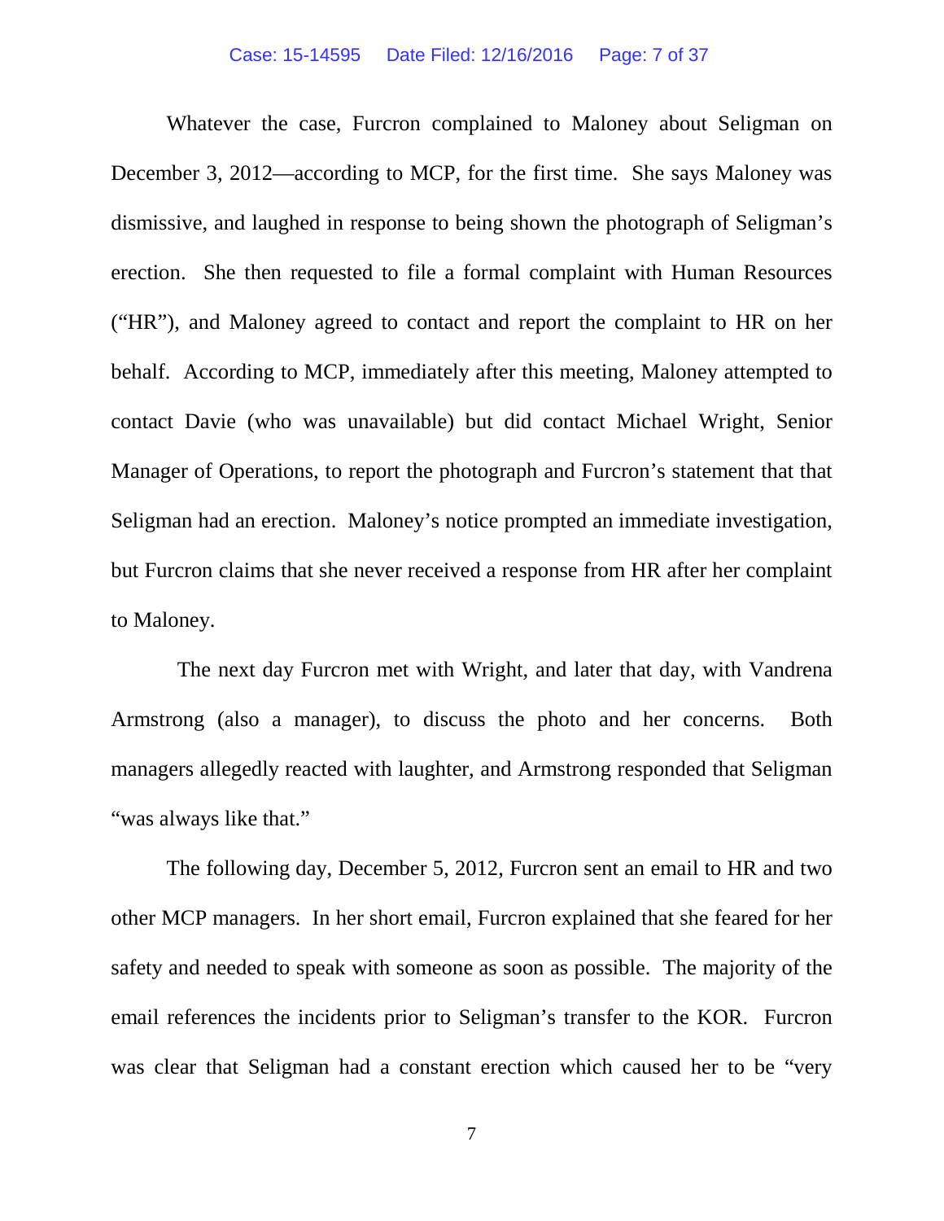Whatever the case, Furcron complained to Maloney about Seligman on December 3, 2012—according to MCP, for the first time. She says Maloney was dismissive, and laughed in response to being shown the photograph of Seligman's erection. She then requested to file a formal complaint with Human Resources ("HR"), and Maloney agreed to contact and report the complaint to HR on her behalf. According to MCP, immediately after this meeting, Maloney attempted to contact Davie (who was unavailable) but did contact Michael Wright, Senior Manager of Operations, to report the photograph and Furcron's statement that that Seligman had an erection. Maloney's notice prompted an immediate investigation, but Furcron claims that she never received a response from HR after her complaint to Maloney.

The next day Furcron met with Wright, and later that day, with Vandrena Armstrong (also a manager), to discuss the photo and her concerns. Both managers allegedly reacted with laughter, and Armstrong responded that Seligman "was always like that."

The following day, December 5, 2012, Furcron sent an email to HR and two other MCP managers. In her short email, Furcron explained that she feared for her safety and needed to speak with someone as soon as possible. The majority of the email references the incidents prior to Seligman's transfer to the KOR. Furcron was clear that Seligman had a constant erection which caused her to be "very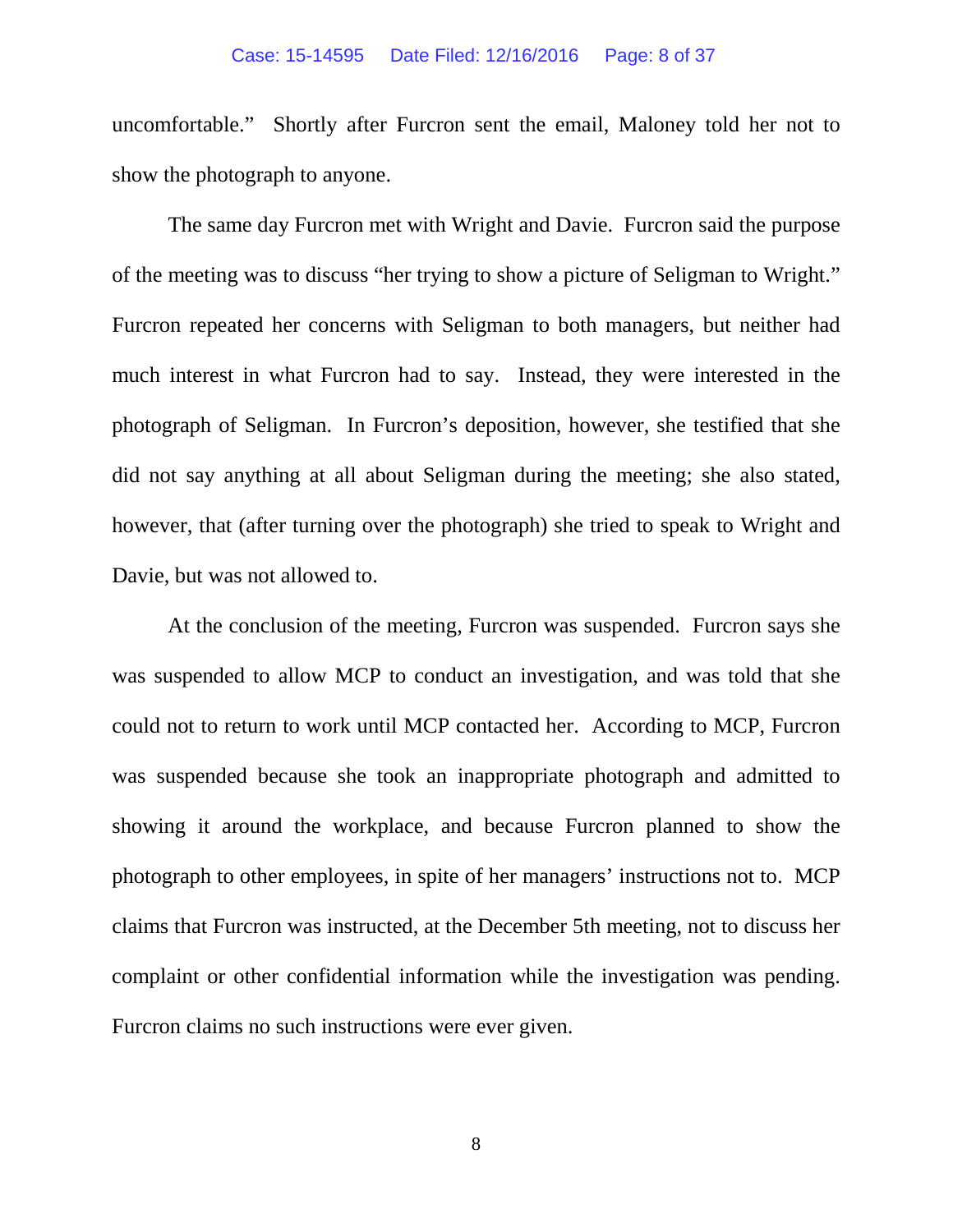uncomfortable." Shortly after Furcron sent the email, Maloney told her not to show the photograph to anyone.

The same day Furcron met with Wright and Davie. Furcron said the purpose of the meeting was to discuss "her trying to show a picture of Seligman to Wright." Furcron repeated her concerns with Seligman to both managers, but neither had much interest in what Furcron had to say. Instead, they were interested in the photograph of Seligman. In Furcron's deposition, however, she testified that she did not say anything at all about Seligman during the meeting; she also stated, however, that (after turning over the photograph) she tried to speak to Wright and Davie, but was not allowed to.

At the conclusion of the meeting, Furcron was suspended. Furcron says she was suspended to allow MCP to conduct an investigation, and was told that she could not to return to work until MCP contacted her. According to MCP, Furcron was suspended because she took an inappropriate photograph and admitted to showing it around the workplace, and because Furcron planned to show the photograph to other employees, in spite of her managers' instructions not to. MCP claims that Furcron was instructed, at the December 5th meeting, not to discuss her complaint or other confidential information while the investigation was pending. Furcron claims no such instructions were ever given.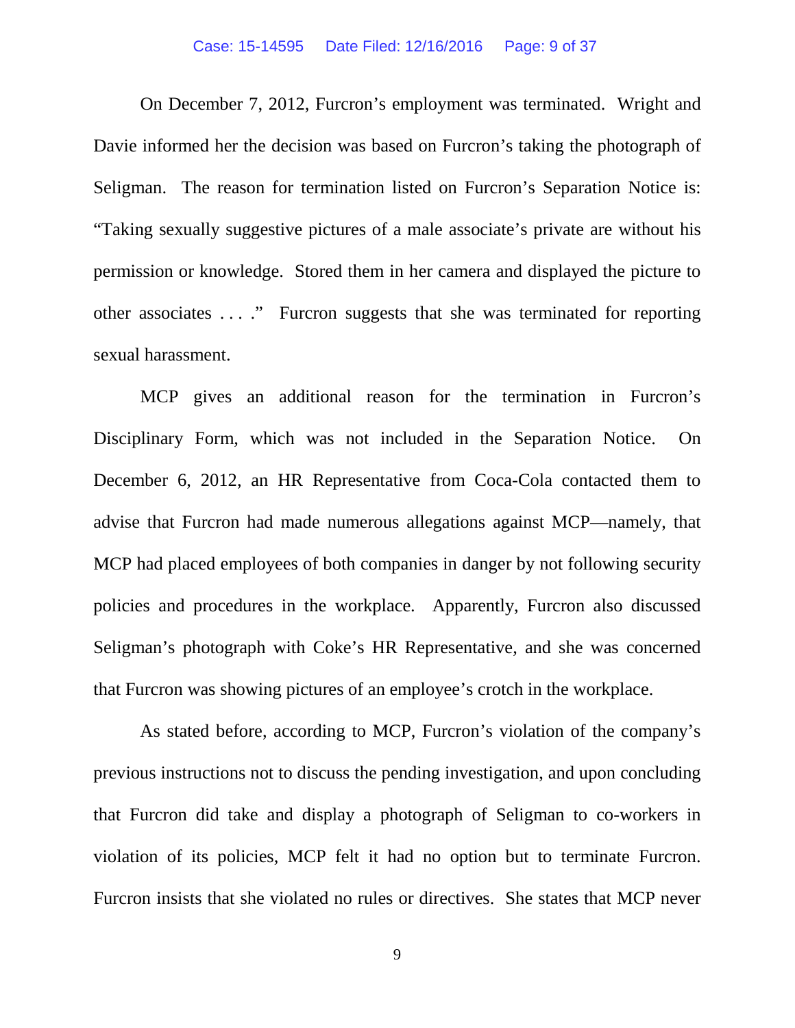On December 7, 2012, Furcron's employment was terminated. Wright and Davie informed her the decision was based on Furcron's taking the photograph of Seligman. The reason for termination listed on Furcron's Separation Notice is: "Taking sexually suggestive pictures of a male associate's private are without his permission or knowledge. Stored them in her camera and displayed the picture to other associates . . . ." Furcron suggests that she was terminated for reporting sexual harassment.

MCP gives an additional reason for the termination in Furcron's Disciplinary Form, which was not included in the Separation Notice. On December 6, 2012, an HR Representative from Coca-Cola contacted them to advise that Furcron had made numerous allegations against MCP—namely, that MCP had placed employees of both companies in danger by not following security policies and procedures in the workplace. Apparently, Furcron also discussed Seligman's photograph with Coke's HR Representative, and she was concerned that Furcron was showing pictures of an employee's crotch in the workplace.

As stated before, according to MCP, Furcron's violation of the company's previous instructions not to discuss the pending investigation, and upon concluding that Furcron did take and display a photograph of Seligman to co-workers in violation of its policies, MCP felt it had no option but to terminate Furcron. Furcron insists that she violated no rules or directives. She states that MCP never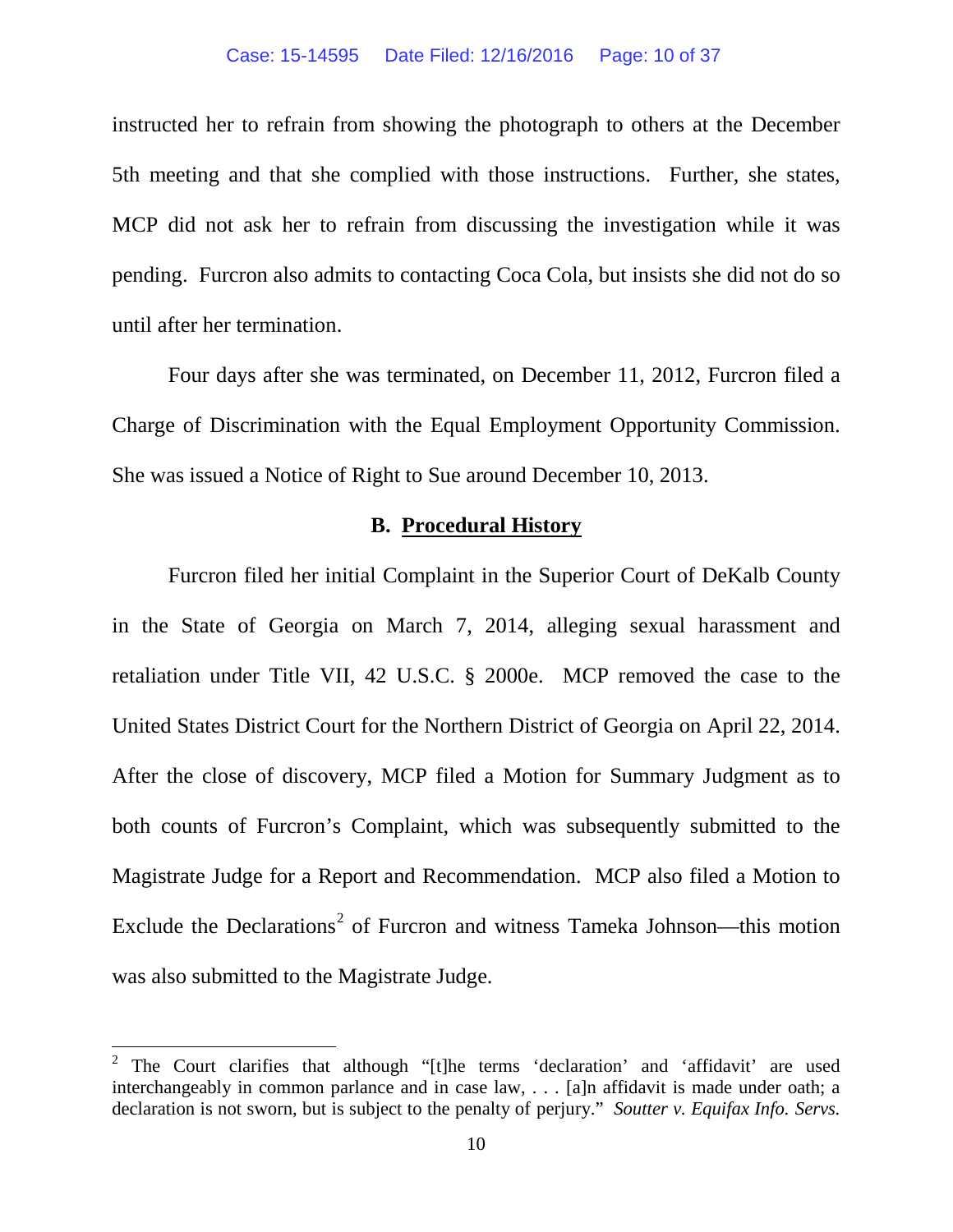instructed her to refrain from showing the photograph to others at the December 5th meeting and that she complied with those instructions. Further, she states, MCP did not ask her to refrain from discussing the investigation while it was pending. Furcron also admits to contacting Coca Cola, but insists she did not do so until after her termination.

Four days after she was terminated, on December 11, 2012, Furcron filed a Charge of Discrimination with the Equal Employment Opportunity Commission. She was issued a Notice of Right to Sue around December 10, 2013.

### B. Procedural History

Furcron filed her initial Complaint in the Superior Court of DeKalb County in the State of Georgia on March 7, 2014, alleging sexual harassment and retaliation under Title VII, 42 U.S.C. § 2000e. MCP removed the case to the United States District Court for the Northern District of Georgia on April 22, 2014. After the close of discovery, MCP filed a Motion for Summary Judgment as to both counts of Furcron's Complaint, which was subsequently submitted to the Magistrate Judge for a Report and Recommendation. MCP also filed a Motion to Exclude the Declarations[2] of Furcron and witness Tameka Johnson—this motion was also submitted to the Magistrate Judge.

---

[2] The Court clarifies that although "[t]he terms 'declaration' and 'affidavit' are used interchangeably in common parlance and in case law, . . . [a]n affidavit is made under oath; a declaration is not sworn, but is subject to the penalty of perjury." *Soutter v. Equifax Info. Servs.*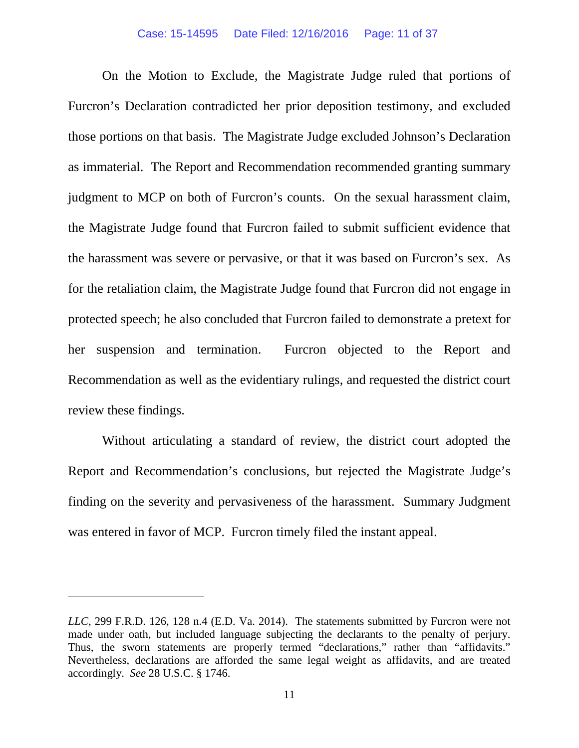On the Motion to Exclude, the Magistrate Judge ruled that portions of Furcron's Declaration contradicted her prior deposition testimony, and excluded those portions on that basis. The Magistrate Judge excluded Johnson's Declaration as immaterial. The Report and Recommendation recommended granting summary judgment to MCP on both of Furcron's counts. On the sexual harassment claim, the Magistrate Judge found that Furcron failed to submit sufficient evidence that the harassment was severe or pervasive, or that it was based on Furcron's sex. As for the retaliation claim, the Magistrate Judge found that Furcron did not engage in protected speech; he also concluded that Furcron failed to demonstrate a pretext for her suspension and termination. Furcron objected to the Report and Recommendation as well as the evidentiary rulings, and requested the district court review these findings.

Without articulating a standard of review, the district court adopted the Report and Recommendation's conclusions, but rejected the Magistrate Judge's finding on the severity and pervasiveness of the harassment. Summary Judgment was entered in favor of MCP. Furcron timely filed the instant appeal.

---

*LLC*, 299 F.R.D. 126, 128 n.4 (E.D. Va. 2014). The statements submitted by Furcron were not made under oath, but included language subjecting the declarants to the penalty of perjury. Thus, the sworn statements are properly termed "declarations," rather than "affidavits." Nevertheless, declarations are afforded the same legal weight as affidavits, and are treated accordingly. *See* 28 U.S.C. § 1746.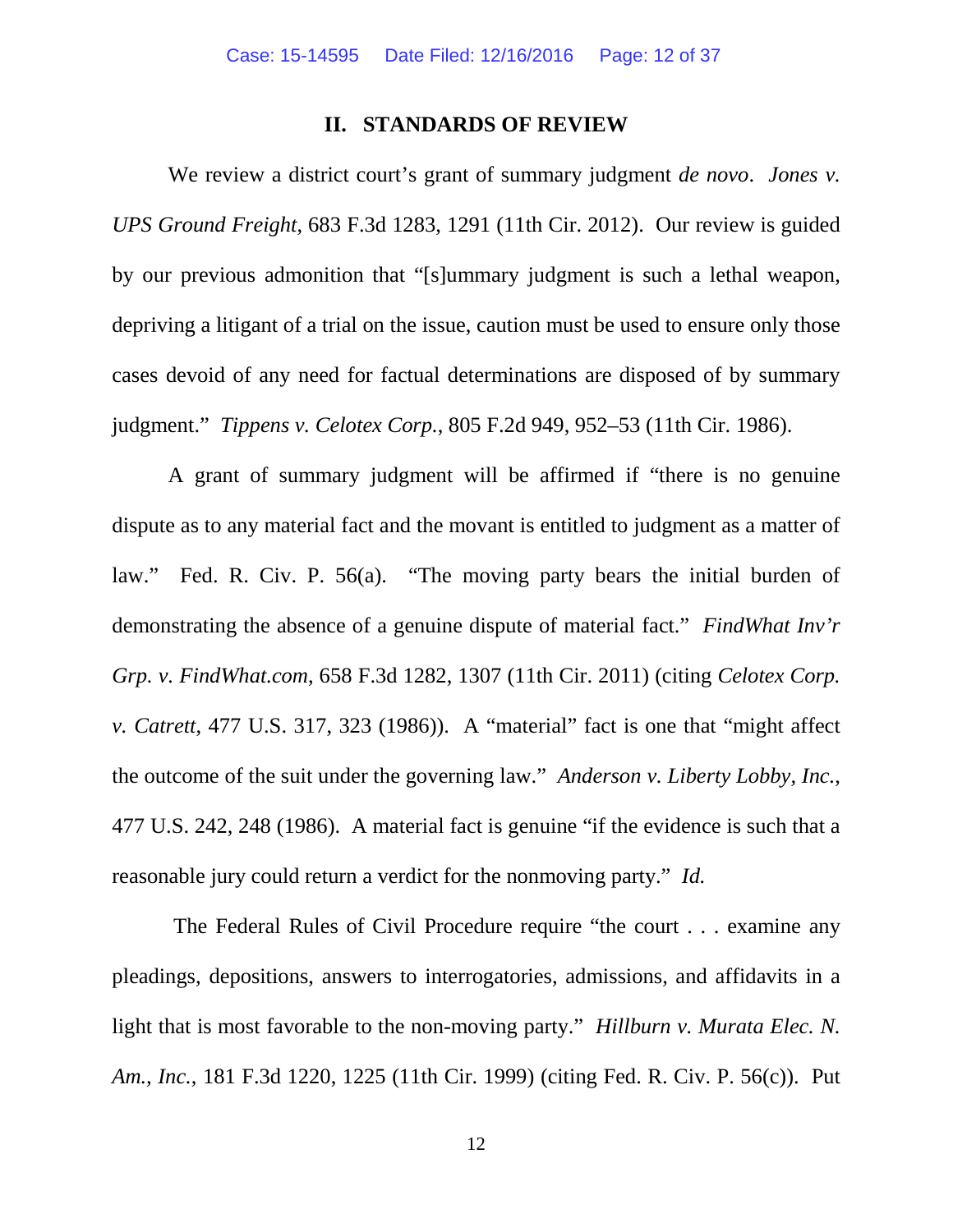## II. STANDARDS OF REVIEW

We review a district court's grant of summary judgment *de novo*. *Jones v. UPS Ground Freight*, 683 F.3d 1283, 1291 (11th Cir. 2012). Our review is guided by our previous admonition that "[s]ummary judgment is such a lethal weapon, depriving a litigant of a trial on the issue, caution must be used to ensure only those cases devoid of any need for factual determinations are disposed of by summary judgment." *Tippens v. Celotex Corp.*, 805 F.2d 949, 952–53 (11th Cir. 1986).

A grant of summary judgment will be affirmed if "there is no genuine dispute as to any material fact and the movant is entitled to judgment as a matter of law." Fed. R. Civ. P. 56(a). "The moving party bears the initial burden of demonstrating the absence of a genuine dispute of material fact." *FindWhat Inv'r Grp. v. FindWhat.com*, 658 F.3d 1282, 1307 (11th Cir. 2011) (citing *Celotex Corp. v. Catrett*, 477 U.S. 317, 323 (1986)). A "material" fact is one that "might affect the outcome of the suit under the governing law." *Anderson v. Liberty Lobby, Inc.*, 477 U.S. 242, 248 (1986). A material fact is genuine "if the evidence is such that a reasonable jury could return a verdict for the nonmoving party." *Id.*

The Federal Rules of Civil Procedure require "the court . . . examine any pleadings, depositions, answers to interrogatories, admissions, and affidavits in a light that is most favorable to the non-moving party." *Hillburn v. Murata Elec. N. Am., Inc.*, 181 F.3d 1220, 1225 (11th Cir. 1999) (citing Fed. R. Civ. P. 56(c)). Put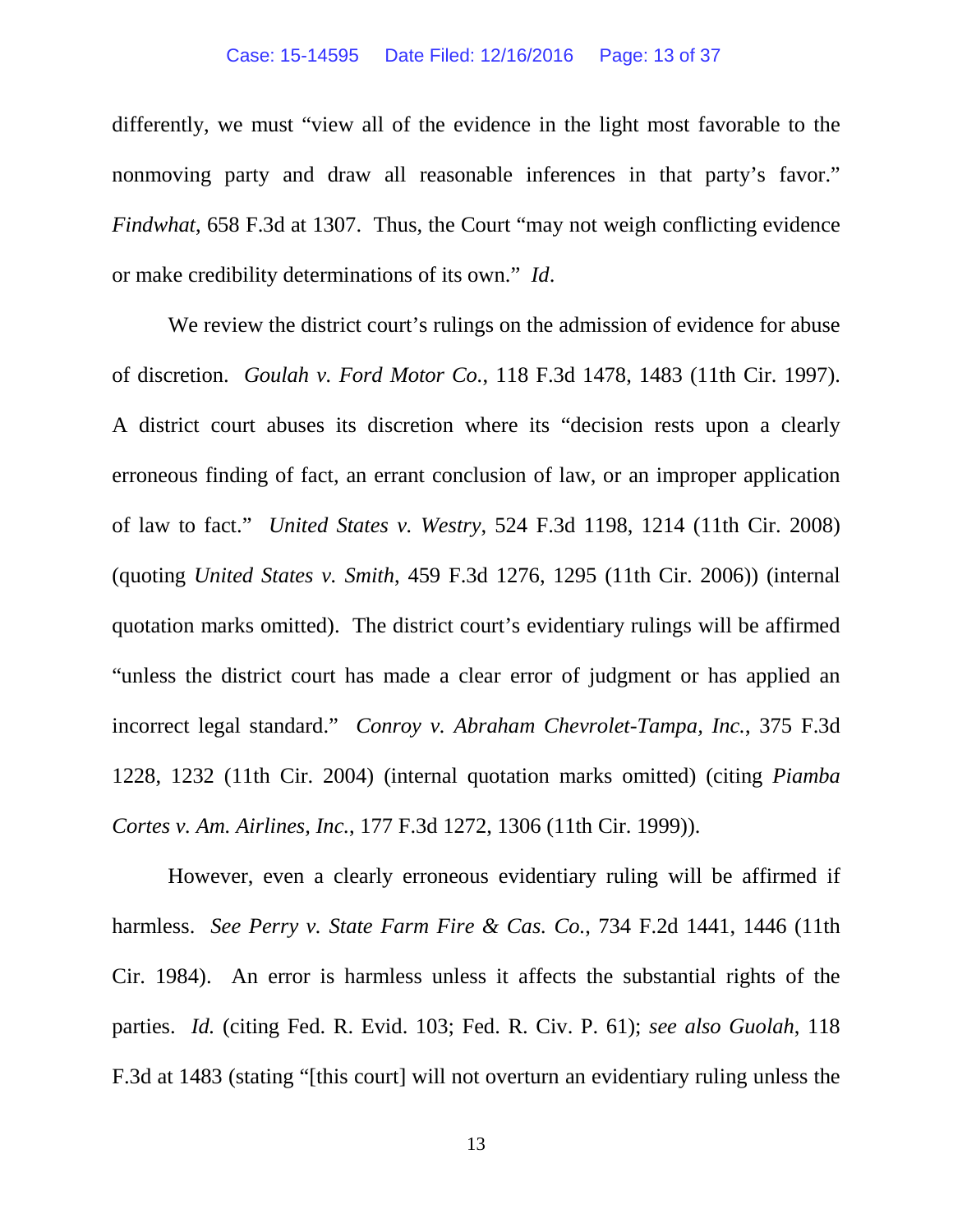differently, we must "view all of the evidence in the light most favorable to the nonmoving party and draw all reasonable inferences in that party's favor." *Findwhat*, 658 F.3d at 1307. Thus, the Court "may not weigh conflicting evidence or make credibility determinations of its own." *Id*.

We review the district court's rulings on the admission of evidence for abuse of discretion. *Goulah v. Ford Motor Co.*, 118 F.3d 1478, 1483 (11th Cir. 1997). A district court abuses its discretion where its "decision rests upon a clearly erroneous finding of fact, an errant conclusion of law, or an improper application of law to fact." *United States v. Westry*, 524 F.3d 1198, 1214 (11th Cir. 2008) (quoting *United States v. Smith*, 459 F.3d 1276, 1295 (11th Cir. 2006)) (internal quotation marks omitted). The district court's evidentiary rulings will be affirmed "unless the district court has made a clear error of judgment or has applied an incorrect legal standard." *Conroy v. Abraham Chevrolet-Tampa, Inc.*, 375 F.3d 1228, 1232 (11th Cir. 2004) (internal quotation marks omitted) (citing *Piamba Cortes v. Am. Airlines, Inc.*, 177 F.3d 1272, 1306 (11th Cir. 1999)).

However, even a clearly erroneous evidentiary ruling will be affirmed if harmless. *See Perry v. State Farm Fire & Cas. Co.*, 734 F.2d 1441, 1446 (11th Cir. 1984). An error is harmless unless it affects the substantial rights of the parties. *Id.* (citing Fed. R. Evid. 103; Fed. R. Civ. P. 61); *see also Guolah*, 118 F.3d at 1483 (stating "[this court] will not overturn an evidentiary ruling unless the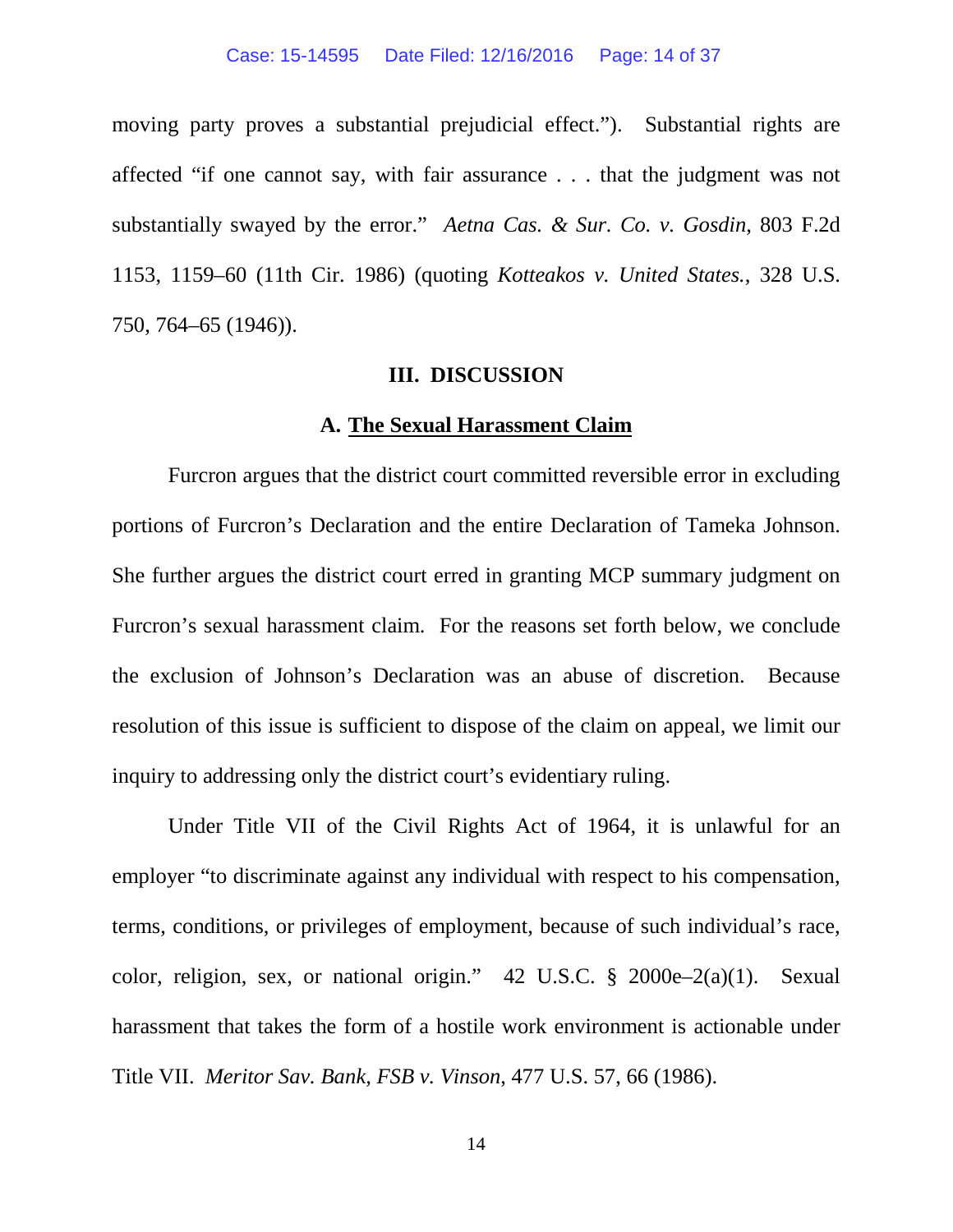moving party proves a substantial prejudicial effect."). Substantial rights are affected "if one cannot say, with fair assurance . . . that the judgment was not substantially swayed by the error." *Aetna Cas. & Sur. Co. v. Gosdin*, 803 F.2d 1153, 1159–60 (11th Cir. 1986) (quoting *Kotteakos v. United States.*, 328 U.S. 750, 764–65 (1946)).

## III. DISCUSSION

### A. The Sexual Harassment Claim

Furcron argues that the district court committed reversible error in excluding portions of Furcron's Declaration and the entire Declaration of Tameka Johnson. She further argues the district court erred in granting MCP summary judgment on Furcron's sexual harassment claim. For the reasons set forth below, we conclude the exclusion of Johnson's Declaration was an abuse of discretion. Because resolution of this issue is sufficient to dispose of the claim on appeal, we limit our inquiry to addressing only the district court's evidentiary ruling.

Under Title VII of the Civil Rights Act of 1964, it is unlawful for an employer "to discriminate against any individual with respect to his compensation, terms, conditions, or privileges of employment, because of such individual's race, color, religion, sex, or national origin." 42 U.S.C. § 2000e–2(a)(1). Sexual harassment that takes the form of a hostile work environment is actionable under Title VII. *Meritor Sav. Bank, FSB v. Vinson*, 477 U.S. 57, 66 (1986).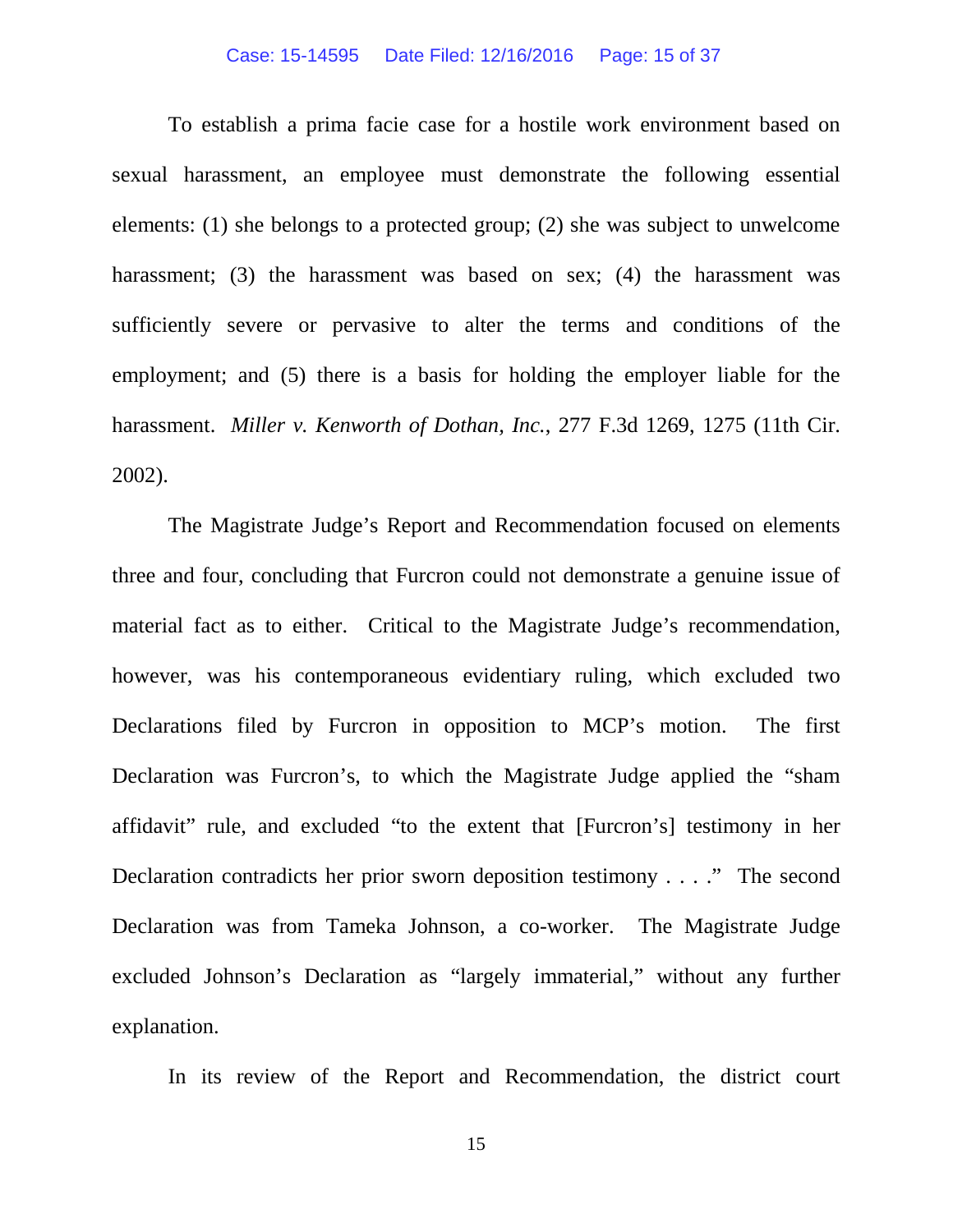To establish a prima facie case for a hostile work environment based on sexual harassment, an employee must demonstrate the following essential elements: (1) she belongs to a protected group; (2) she was subject to unwelcome harassment; (3) the harassment was based on sex; (4) the harassment was sufficiently severe or pervasive to alter the terms and conditions of the employment; and (5) there is a basis for holding the employer liable for the harassment. *Miller v. Kenworth of Dothan, Inc.*, 277 F.3d 1269, 1275 (11th Cir. 2002).

The Magistrate Judge's Report and Recommendation focused on elements three and four, concluding that Furcron could not demonstrate a genuine issue of material fact as to either. Critical to the Magistrate Judge's recommendation, however, was his contemporaneous evidentiary ruling, which excluded two Declarations filed by Furcron in opposition to MCP's motion. The first Declaration was Furcron's, to which the Magistrate Judge applied the "sham affidavit" rule, and excluded "to the extent that [Furcron's] testimony in her Declaration contradicts her prior sworn deposition testimony . . . ." The second Declaration was from Tameka Johnson, a co-worker. The Magistrate Judge excluded Johnson's Declaration as "largely immaterial," without any further explanation.

In its review of the Report and Recommendation, the district court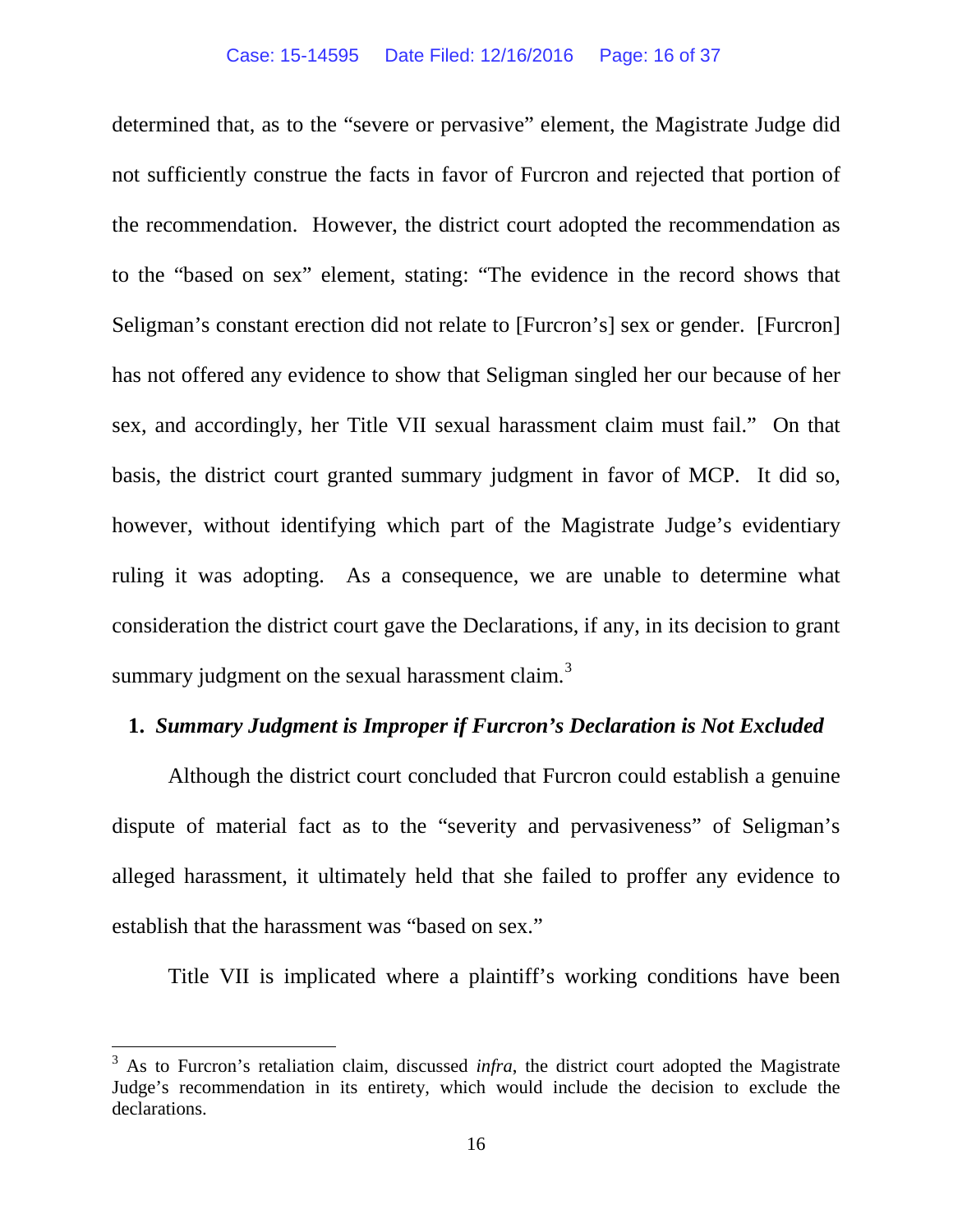determined that, as to the "severe or pervasive" element, the Magistrate Judge did not sufficiently construe the facts in favor of Furcron and rejected that portion of the recommendation. However, the district court adopted the recommendation as to the "based on sex" element, stating: "The evidence in the record shows that Seligman's constant erection did not relate to [Furcron's] sex or gender. [Furcron] has not offered any evidence to show that Seligman singled her our because of her sex, and accordingly, her Title VII sexual harassment claim must fail." On that basis, the district court granted summary judgment in favor of MCP. It did so, however, without identifying which part of the Magistrate Judge's evidentiary ruling it was adopting. As a consequence, we are unable to determine what consideration the district court gave the Declarations, if any, in its decision to grant summary judgment on the sexual harassment claim.[3]

**1. *Summary Judgment is Improper if Furcron's Declaration is Not Excluded***

Although the district court concluded that Furcron could establish a genuine dispute of material fact as to the "severity and pervasiveness" of Seligman's alleged harassment, it ultimately held that she failed to proffer any evidence to establish that the harassment was "based on sex."

Title VII is implicated where a plaintiff's working conditions have been

[3] As to Furcron's retaliation claim, discussed *infra*, the district court adopted the Magistrate Judge's recommendation in its entirety, which would include the decision to exclude the declarations.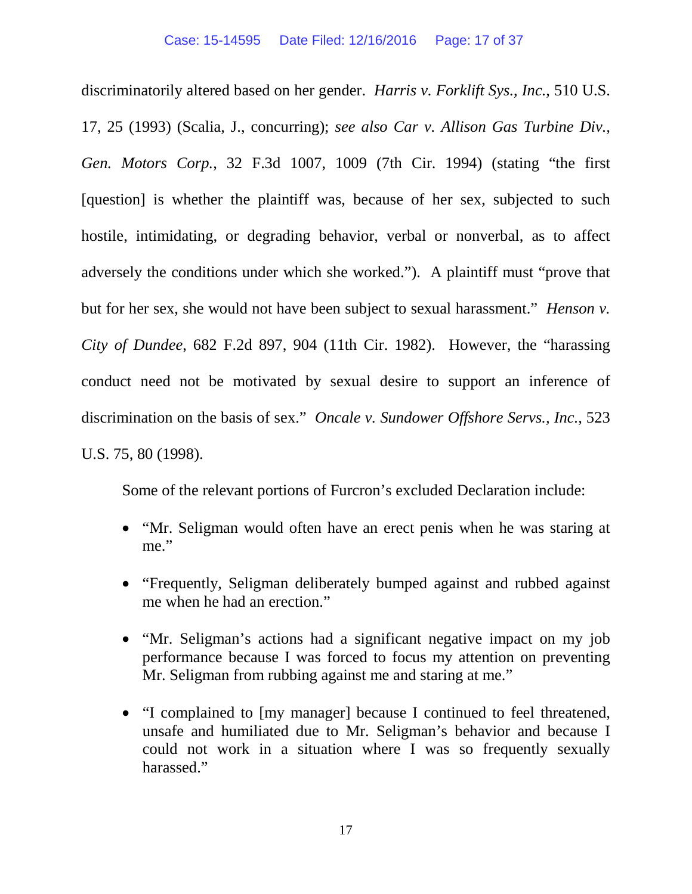discriminatorily altered based on her gender. *Harris v. Forklift Sys., Inc.*, 510 U.S. 17, 25 (1993) (Scalia, J., concurring); *see also Car v. Allison Gas Turbine Div., Gen. Motors Corp.*, 32 F.3d 1007, 1009 (7th Cir. 1994) (stating "the first [question] is whether the plaintiff was, because of her sex, subjected to such hostile, intimidating, or degrading behavior, verbal or nonverbal, as to affect adversely the conditions under which she worked."). A plaintiff must "prove that but for her sex, she would not have been subject to sexual harassment." *Henson v. City of Dundee*, 682 F.2d 897, 904 (11th Cir. 1982). However, the "harassing conduct need not be motivated by sexual desire to support an inference of discrimination on the basis of sex." *Oncale v. Sundower Offshore Servs., Inc.*, 523 U.S. 75, 80 (1998).

Some of the relevant portions of Furcron's excluded Declaration include:

- "Mr. Seligman would often have an erect penis when he was staring at me."
- "Frequently, Seligman deliberately bumped against and rubbed against me when he had an erection."
- "Mr. Seligman's actions had a significant negative impact on my job performance because I was forced to focus my attention on preventing Mr. Seligman from rubbing against me and staring at me."
- "I complained to [my manager] because I continued to feel threatened, unsafe and humiliated due to Mr. Seligman's behavior and because I could not work in a situation where I was so frequently sexually harassed."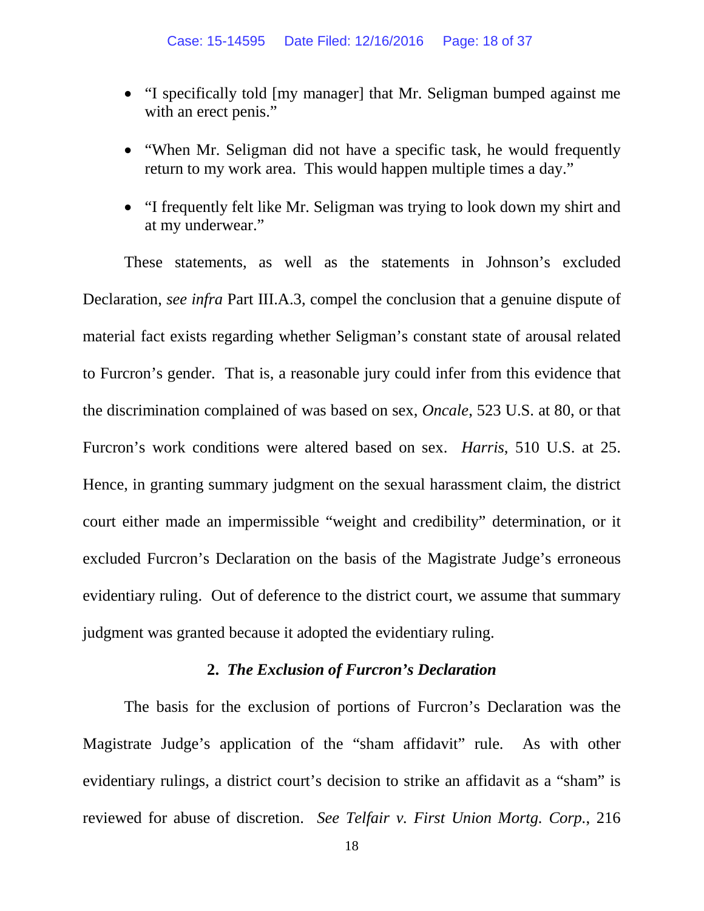- "I specifically told [my manager] that Mr. Seligman bumped against me with an erect penis."
- "When Mr. Seligman did not have a specific task, he would frequently return to my work area. This would happen multiple times a day."
- "I frequently felt like Mr. Seligman was trying to look down my shirt and at my underwear."

These statements, as well as the statements in Johnson's excluded Declaration, *see infra* Part III.A.3, compel the conclusion that a genuine dispute of material fact exists regarding whether Seligman's constant state of arousal related to Furcron's gender. That is, a reasonable jury could infer from this evidence that the discrimination complained of was based on sex, *Oncale*, 523 U.S. at 80, or that Furcron's work conditions were altered based on sex. *Harris*, 510 U.S. at 25. Hence, in granting summary judgment on the sexual harassment claim, the district court either made an impermissible "weight and credibility" determination, or it excluded Furcron's Declaration on the basis of the Magistrate Judge's erroneous evidentiary ruling. Out of deference to the district court, we assume that summary judgment was granted because it adopted the evidentiary ruling.

### 2. *The Exclusion of Furcron's Declaration*

The basis for the exclusion of portions of Furcron's Declaration was the Magistrate Judge's application of the "sham affidavit" rule. As with other evidentiary rulings, a district court's decision to strike an affidavit as a "sham" is reviewed for abuse of discretion. *See Telfair v. First Union Mortg. Corp.*, 216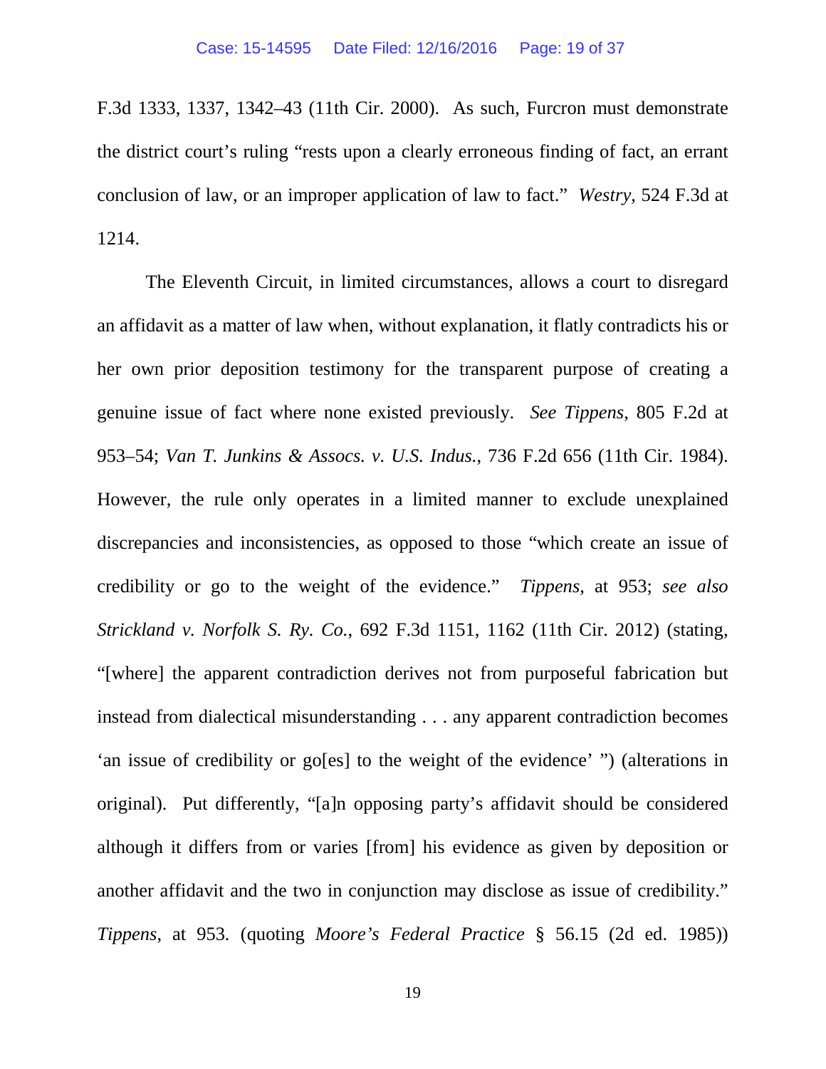F.3d 1333, 1337, 1342–43 (11th Cir. 2000). As such, Furcron must demonstrate the district court's ruling "rests upon a clearly erroneous finding of fact, an errant conclusion of law, or an improper application of law to fact." *Westry*, 524 F.3d at 1214.

The Eleventh Circuit, in limited circumstances, allows a court to disregard an affidavit as a matter of law when, without explanation, it flatly contradicts his or her own prior deposition testimony for the transparent purpose of creating a genuine issue of fact where none existed previously. *See Tippens*, 805 F.2d at 953–54; *Van T. Junkins & Assocs. v. U.S. Indus.*, 736 F.2d 656 (11th Cir. 1984). However, the rule only operates in a limited manner to exclude unexplained discrepancies and inconsistencies, as opposed to those "which create an issue of credibility or go to the weight of the evidence." *Tippens*, at 953; *see also Strickland v. Norfolk S. Ry. Co.*, 692 F.3d 1151, 1162 (11th Cir. 2012) (stating, "[where] the apparent contradiction derives not from purposeful fabrication but instead from dialectical misunderstanding . . . any apparent contradiction becomes 'an issue of credibility or go[es] to the weight of the evidence' ") (alterations in original). Put differently, "[a]n opposing party's affidavit should be considered although it differs from or varies [from] his evidence as given by deposition or another affidavit and the two in conjunction may disclose as issue of credibility." *Tippens*, at 953. (quoting *Moore's Federal Practice* § 56.15 (2d ed. 1985))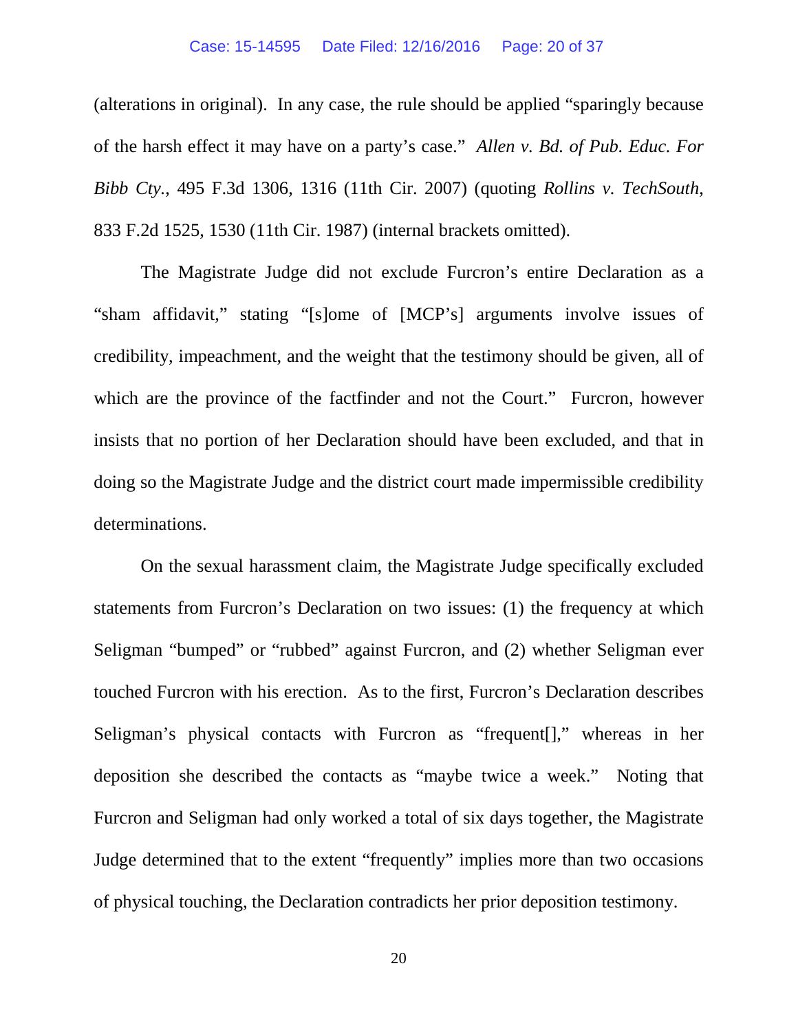(alterations in original). In any case, the rule should be applied "sparingly because of the harsh effect it may have on a party's case." *Allen v. Bd. of Pub. Educ. For Bibb Cty.*, 495 F.3d 1306, 1316 (11th Cir. 2007) (quoting *Rollins v. TechSouth*, 833 F.2d 1525, 1530 (11th Cir. 1987) (internal brackets omitted).

The Magistrate Judge did not exclude Furcron's entire Declaration as a "sham affidavit," stating "[s]ome of [MCP's] arguments involve issues of credibility, impeachment, and the weight that the testimony should be given, all of which are the province of the factfinder and not the Court." Furcron, however insists that no portion of her Declaration should have been excluded, and that in doing so the Magistrate Judge and the district court made impermissible credibility determinations.

On the sexual harassment claim, the Magistrate Judge specifically excluded statements from Furcron's Declaration on two issues: (1) the frequency at which Seligman "bumped" or "rubbed" against Furcron, and (2) whether Seligman ever touched Furcron with his erection. As to the first, Furcron's Declaration describes Seligman's physical contacts with Furcron as "frequent[]," whereas in her deposition she described the contacts as "maybe twice a week." Noting that Furcron and Seligman had only worked a total of six days together, the Magistrate Judge determined that to the extent "frequently" implies more than two occasions of physical touching, the Declaration contradicts her prior deposition testimony.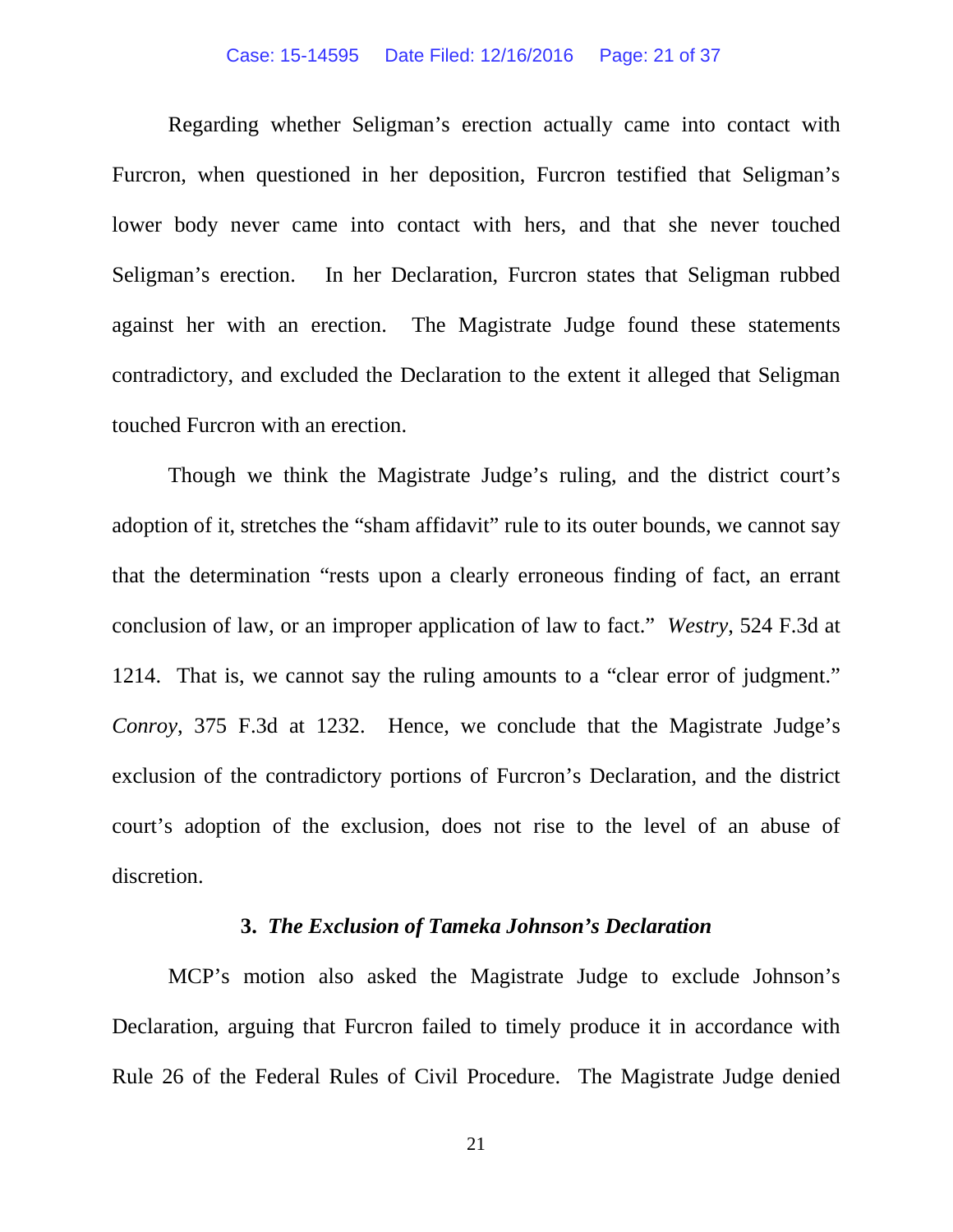Regarding whether Seligman's erection actually came into contact with Furcron, when questioned in her deposition, Furcron testified that Seligman's lower body never came into contact with hers, and that she never touched Seligman's erection. In her Declaration, Furcron states that Seligman rubbed against her with an erection. The Magistrate Judge found these statements contradictory, and excluded the Declaration to the extent it alleged that Seligman touched Furcron with an erection.

Though we think the Magistrate Judge's ruling, and the district court's adoption of it, stretches the "sham affidavit" rule to its outer bounds, we cannot say that the determination "rests upon a clearly erroneous finding of fact, an errant conclusion of law, or an improper application of law to fact." *Westry*, 524 F.3d at 1214. That is, we cannot say the ruling amounts to a "clear error of judgment." *Conroy*, 375 F.3d at 1232. Hence, we conclude that the Magistrate Judge's exclusion of the contradictory portions of Furcron's Declaration, and the district court's adoption of the exclusion, does not rise to the level of an abuse of discretion.

### 3. *The Exclusion of Tameka Johnson's Declaration*

MCP's motion also asked the Magistrate Judge to exclude Johnson's Declaration, arguing that Furcron failed to timely produce it in accordance with Rule 26 of the Federal Rules of Civil Procedure. The Magistrate Judge denied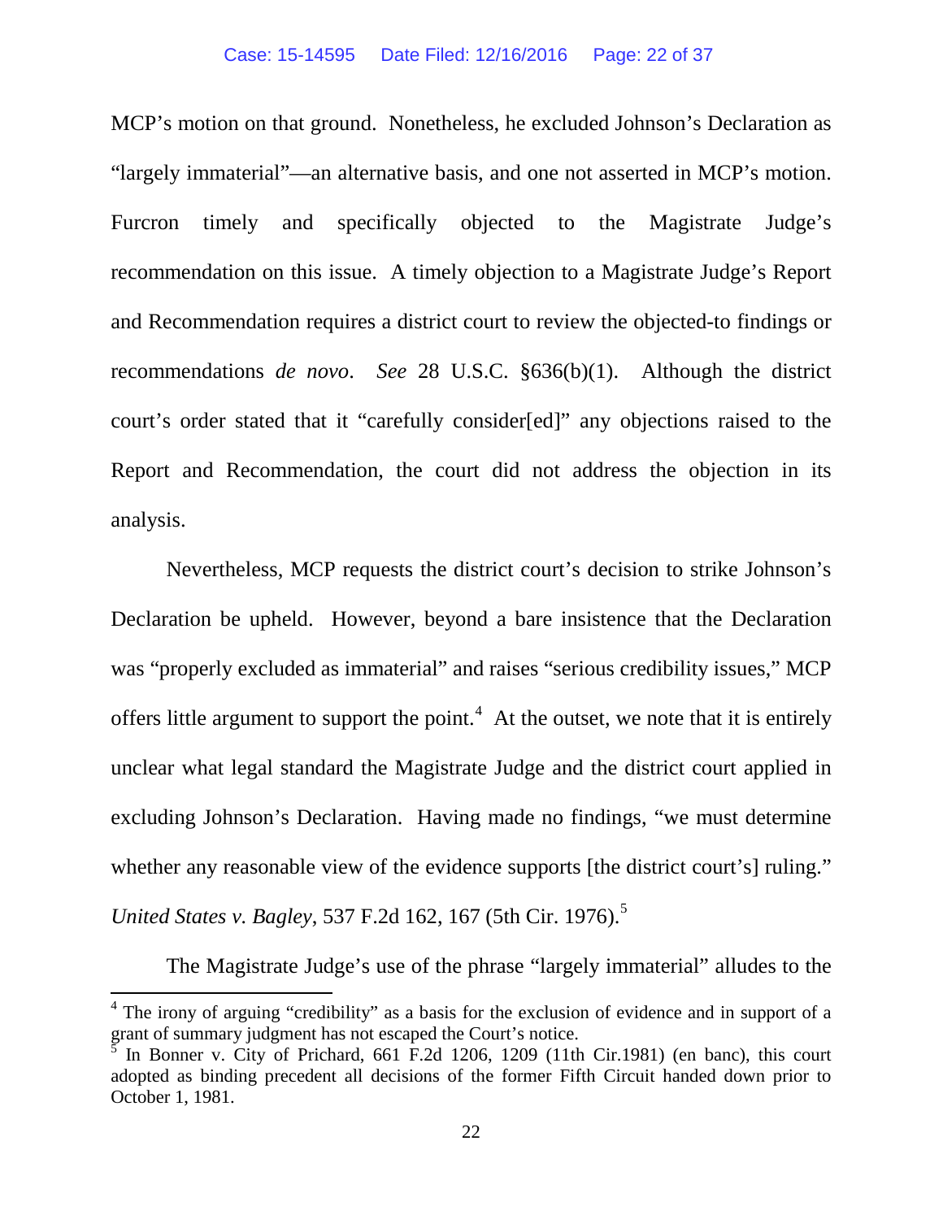MCP's motion on that ground. Nonetheless, he excluded Johnson's Declaration as "largely immaterial"—an alternative basis, and one not asserted in MCP's motion. Furcron timely and specifically objected to the Magistrate Judge's recommendation on this issue. A timely objection to a Magistrate Judge's Report and Recommendation requires a district court to review the objected-to findings or recommendations *de novo*. *See* 28 U.S.C. §636(b)(1). Although the district court's order stated that it "carefully consider[ed]" any objections raised to the Report and Recommendation, the court did not address the objection in its analysis.

Nevertheless, MCP requests the district court's decision to strike Johnson's Declaration be upheld. However, beyond a bare insistence that the Declaration was "properly excluded as immaterial" and raises "serious credibility issues," MCP offers little argument to support the point.[4] At the outset, we note that it is entirely unclear what legal standard the Magistrate Judge and the district court applied in excluding Johnson's Declaration. Having made no findings, "we must determine whether any reasonable view of the evidence supports [the district court's] ruling." *United States v. Bagley*, 537 F.2d 162, 167 (5th Cir. 1976).[5]

The Magistrate Judge's use of the phrase "largely immaterial" alludes to the

---

[4] The irony of arguing "credibility" as a basis for the exclusion of evidence and in support of a grant of summary judgment has not escaped the Court's notice.

[5] In Bonner v. City of Prichard, 661 F.2d 1206, 1209 (11th Cir.1981) (en banc), this court adopted as binding precedent all decisions of the former Fifth Circuit handed down prior to October 1, 1981.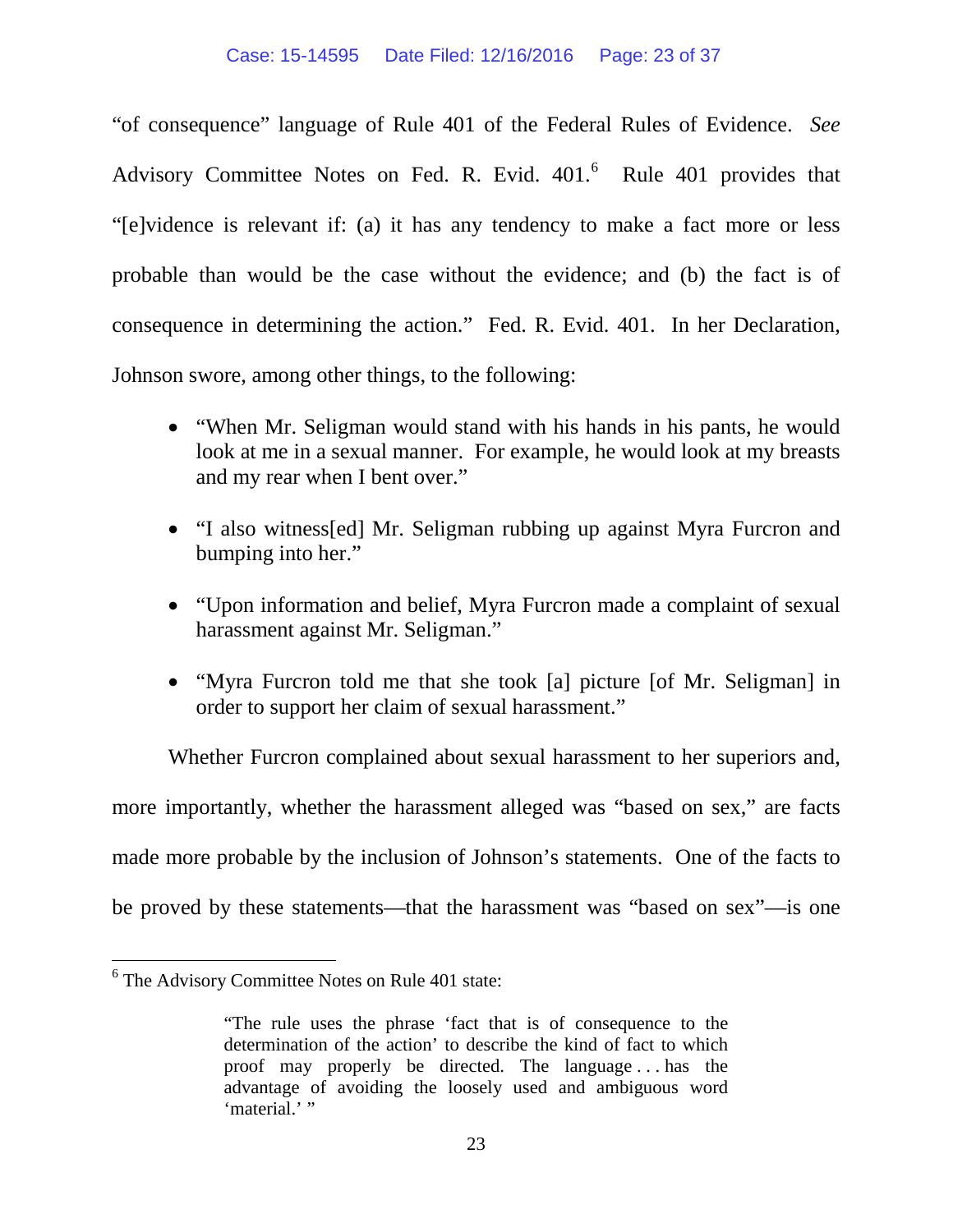"of consequence" language of Rule 401 of the Federal Rules of Evidence. *See* Advisory Committee Notes on Fed. R. Evid. 401.[6] Rule 401 provides that "[e]vidence is relevant if: (a) it has any tendency to make a fact more or less probable than would be the case without the evidence; and (b) the fact is of consequence in determining the action." Fed. R. Evid. 401. In her Declaration, Johnson swore, among other things, to the following:

- "When Mr. Seligman would stand with his hands in his pants, he would look at me in a sexual manner. For example, he would look at my breasts and my rear when I bent over."
- "I also witness[ed] Mr. Seligman rubbing up against Myra Furcron and bumping into her."
- "Upon information and belief, Myra Furcron made a complaint of sexual harassment against Mr. Seligman."
- "Myra Furcron told me that she took [a] picture [of Mr. Seligman] in order to support her claim of sexual harassment."

Whether Furcron complained about sexual harassment to her superiors and, more importantly, whether the harassment alleged was "based on sex," are facts made more probable by the inclusion of Johnson's statements. One of the facts to be proved by these statements—that the harassment was "based on sex"—is one

---

[6] The Advisory Committee Notes on Rule 401 state:

> "The rule uses the phrase 'fact that is of consequence to the determination of the action' to describe the kind of fact to which proof may properly be directed. The language . . . has the advantage of avoiding the loosely used and ambiguous word 'material.' "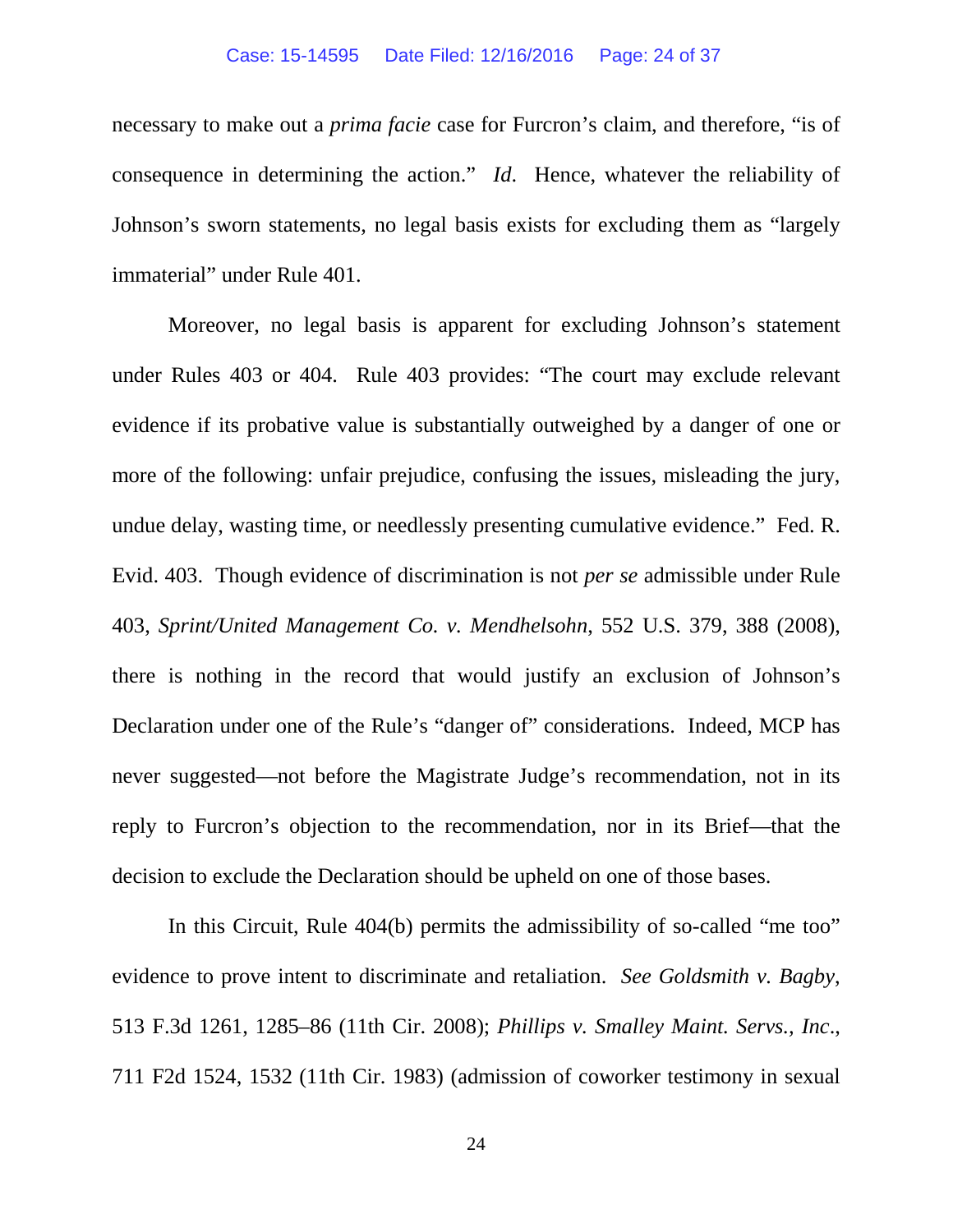necessary to make out a *prima facie* case for Furcron's claim, and therefore, "is of consequence in determining the action." *Id*. Hence, whatever the reliability of Johnson's sworn statements, no legal basis exists for excluding them as "largely immaterial" under Rule 401.

Moreover, no legal basis is apparent for excluding Johnson's statement under Rules 403 or 404. Rule 403 provides: "The court may exclude relevant evidence if its probative value is substantially outweighed by a danger of one or more of the following: unfair prejudice, confusing the issues, misleading the jury, undue delay, wasting time, or needlessly presenting cumulative evidence." Fed. R. Evid. 403. Though evidence of discrimination is not *per se* admissible under Rule 403, *Sprint/United Management Co. v. Mendhelsohn*, 552 U.S. 379, 388 (2008), there is nothing in the record that would justify an exclusion of Johnson's Declaration under one of the Rule's "danger of" considerations. Indeed, MCP has never suggested—not before the Magistrate Judge's recommendation, not in its reply to Furcron's objection to the recommendation, nor in its Brief—that the decision to exclude the Declaration should be upheld on one of those bases.

In this Circuit, Rule 404(b) permits the admissibility of so-called "me too" evidence to prove intent to discriminate and retaliation. *See Goldsmith v. Bagby*, 513 F.3d 1261, 1285–86 (11th Cir. 2008); *Phillips v. Smalley Maint. Servs., Inc*., 711 F2d 1524, 1532 (11th Cir. 1983) (admission of coworker testimony in sexual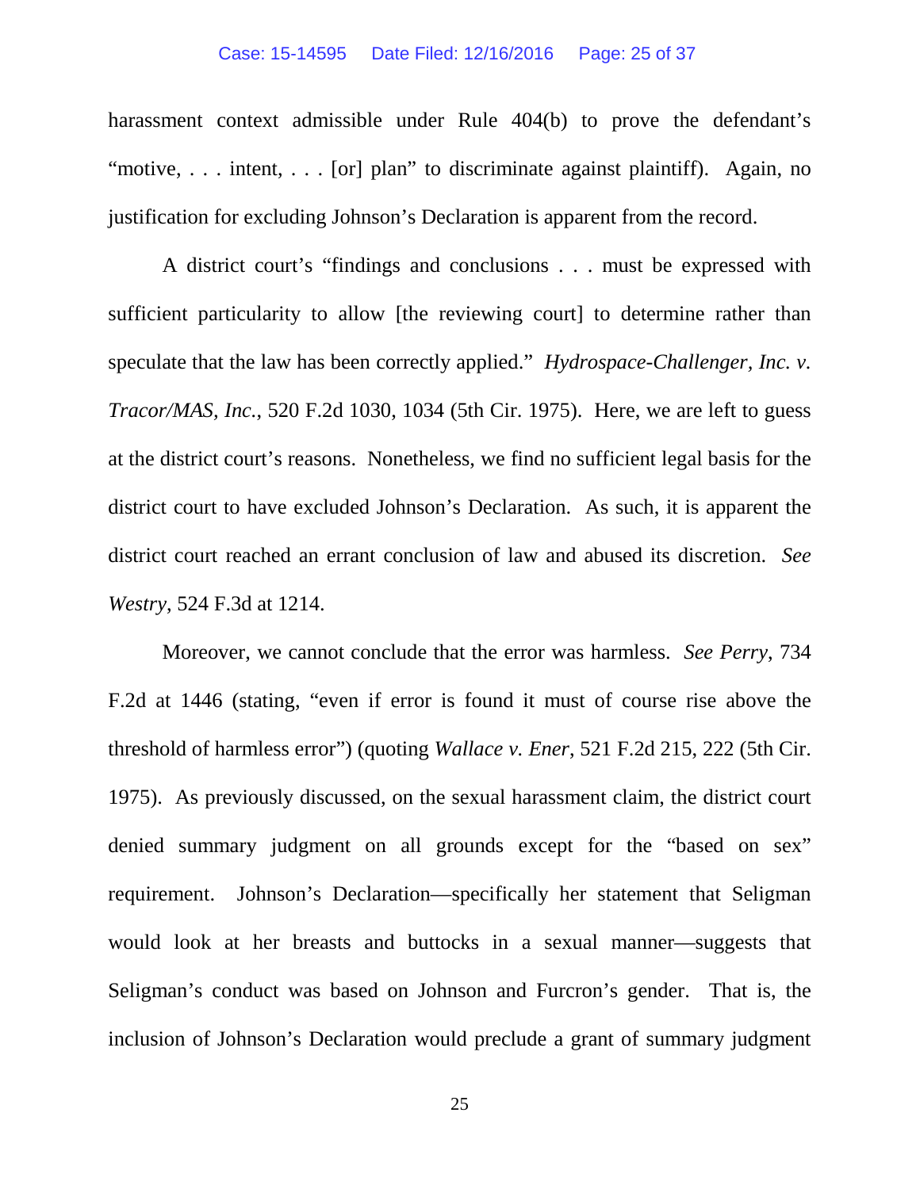harassment context admissible under Rule 404(b) to prove the defendant's "motive, . . . intent, . . . [or] plan" to discriminate against plaintiff). Again, no justification for excluding Johnson's Declaration is apparent from the record.

A district court's "findings and conclusions . . . must be expressed with sufficient particularity to allow [the reviewing court] to determine rather than speculate that the law has been correctly applied." *Hydrospace-Challenger, Inc. v. Tracor/MAS, Inc.*, 520 F.2d 1030, 1034 (5th Cir. 1975). Here, we are left to guess at the district court's reasons. Nonetheless, we find no sufficient legal basis for the district court to have excluded Johnson's Declaration. As such, it is apparent the district court reached an errant conclusion of law and abused its discretion. *See Westry*, 524 F.3d at 1214.

Moreover, we cannot conclude that the error was harmless. *See Perry*, 734 F.2d at 1446 (stating, "even if error is found it must of course rise above the threshold of harmless error") (quoting *Wallace v. Ener*, 521 F.2d 215, 222 (5th Cir. 1975). As previously discussed, on the sexual harassment claim, the district court denied summary judgment on all grounds except for the "based on sex" requirement. Johnson's Declaration—specifically her statement that Seligman would look at her breasts and buttocks in a sexual manner—suggests that Seligman's conduct was based on Johnson and Furcron's gender. That is, the inclusion of Johnson's Declaration would preclude a grant of summary judgment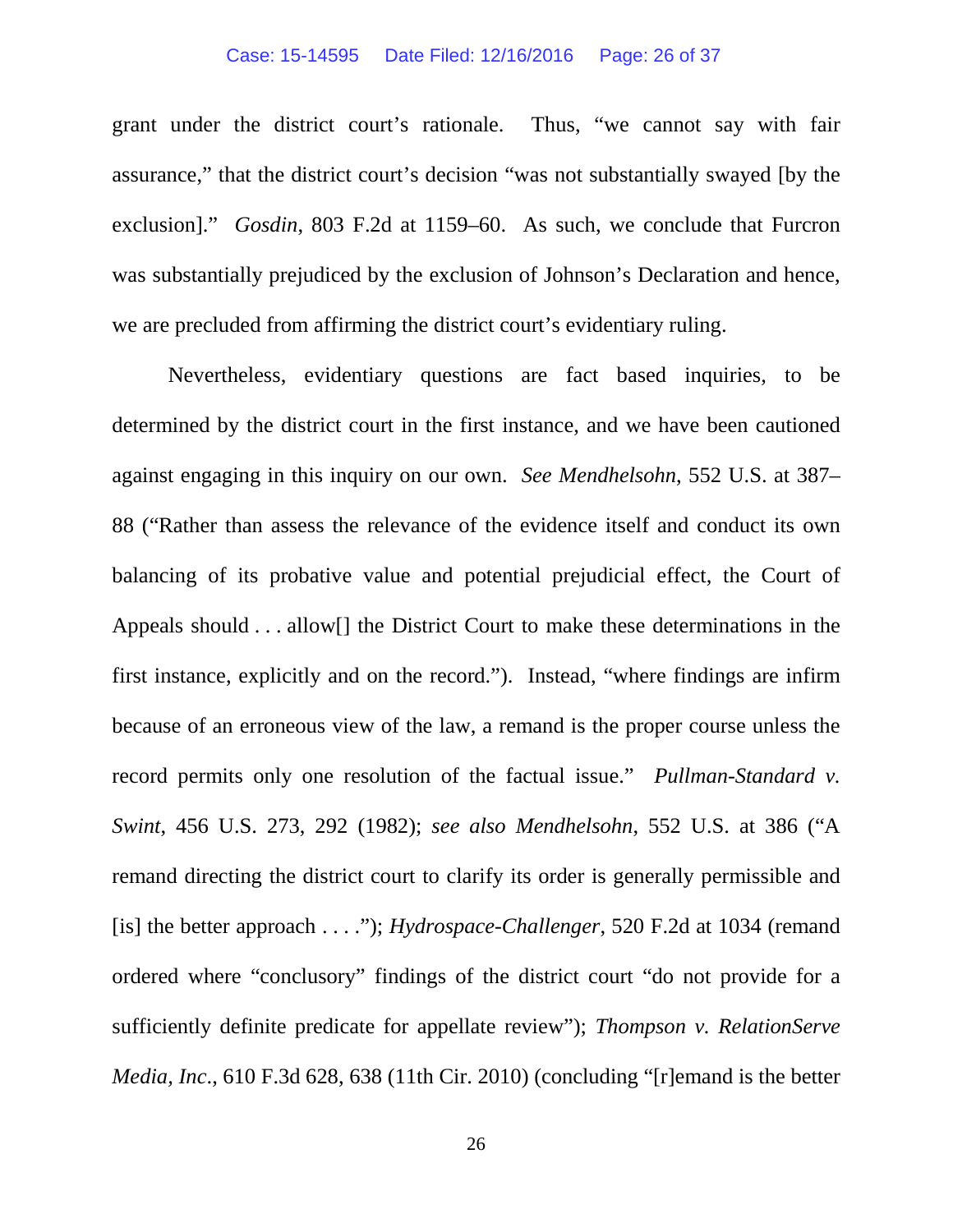grant under the district court's rationale. Thus, "we cannot say with fair assurance," that the district court's decision "was not substantially swayed [by the exclusion]." *Gosdin*, 803 F.2d at 1159–60. As such, we conclude that Furcron was substantially prejudiced by the exclusion of Johnson's Declaration and hence, we are precluded from affirming the district court's evidentiary ruling.

Nevertheless, evidentiary questions are fact based inquiries, to be determined by the district court in the first instance, and we have been cautioned against engaging in this inquiry on our own. *See Mendhelsohn*, 552 U.S. at 387–88 ("Rather than assess the relevance of the evidence itself and conduct its own balancing of its probative value and potential prejudicial effect, the Court of Appeals should . . . allow[] the District Court to make these determinations in the first instance, explicitly and on the record."). Instead, "where findings are infirm because of an erroneous view of the law, a remand is the proper course unless the record permits only one resolution of the factual issue." *Pullman-Standard v. Swint*, 456 U.S. 273, 292 (1982); *see also Mendhelsohn*, 552 U.S. at 386 ("A remand directing the district court to clarify its order is generally permissible and [is] the better approach . . . ."); *Hydrospace-Challenger*, 520 F.2d at 1034 (remand ordered where "conclusory" findings of the district court "do not provide for a sufficiently definite predicate for appellate review"); *Thompson v. RelationServe Media, Inc.*, 610 F.3d 628, 638 (11th Cir. 2010) (concluding "[r]emand is the better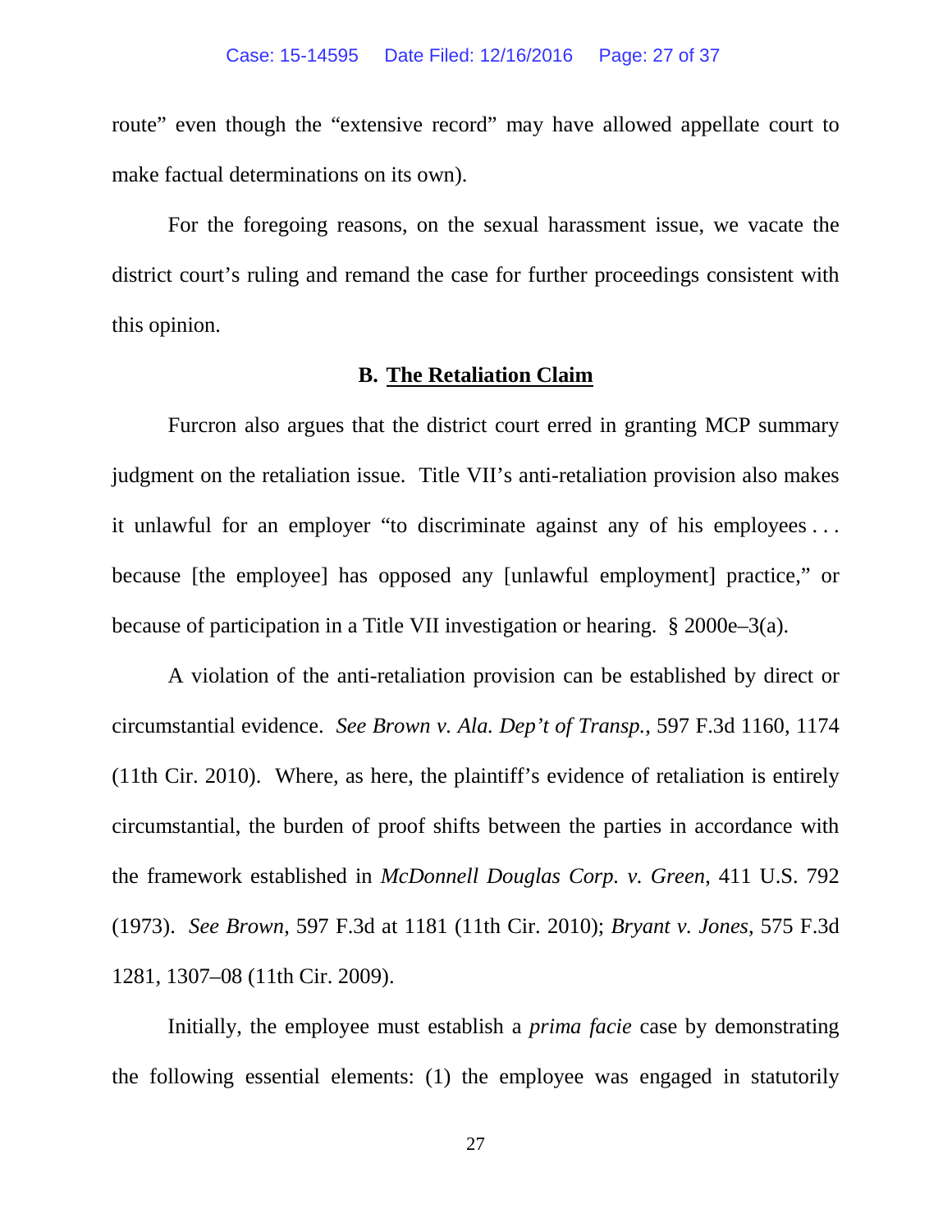route" even though the "extensive record" may have allowed appellate court to make factual determinations on its own).

For the foregoing reasons, on the sexual harassment issue, we vacate the district court's ruling and remand the case for further proceedings consistent with this opinion.

### B. The Retaliation Claim

Furcron also argues that the district court erred in granting MCP summary judgment on the retaliation issue. Title VII's anti-retaliation provision also makes it unlawful for an employer "to discriminate against any of his employees . . . because [the employee] has opposed any [unlawful employment] practice," or because of participation in a Title VII investigation or hearing. § 2000e–3(a).

A violation of the anti-retaliation provision can be established by direct or circumstantial evidence. *See Brown v. Ala. Dep't of Transp.*, 597 F.3d 1160, 1174 (11th Cir. 2010). Where, as here, the plaintiff's evidence of retaliation is entirely circumstantial, the burden of proof shifts between the parties in accordance with the framework established in *McDonnell Douglas Corp. v. Green*, 411 U.S. 792 (1973). *See Brown*, 597 F.3d at 1181 (11th Cir. 2010); *Bryant v. Jones*, 575 F.3d 1281, 1307–08 (11th Cir. 2009).

Initially, the employee must establish a *prima facie* case by demonstrating the following essential elements: (1) the employee was engaged in statutorily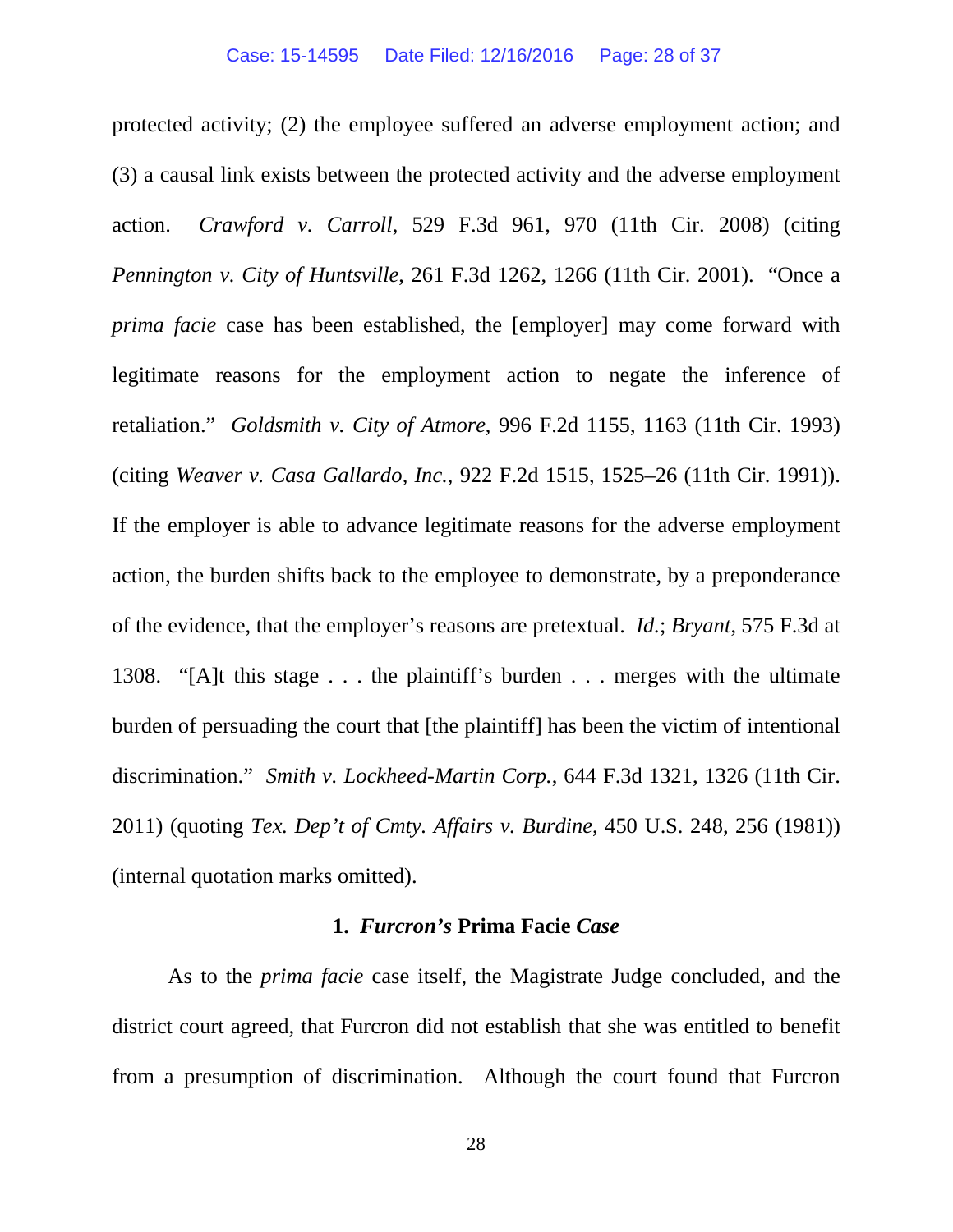protected activity; (2) the employee suffered an adverse employment action; and (3) a causal link exists between the protected activity and the adverse employment action. *Crawford v. Carroll*, 529 F.3d 961, 970 (11th Cir. 2008) (citing *Pennington v. City of Huntsville*, 261 F.3d 1262, 1266 (11th Cir. 2001). "Once a *prima facie* case has been established, the [employer] may come forward with legitimate reasons for the employment action to negate the inference of retaliation." *Goldsmith v. City of Atmore*, 996 F.2d 1155, 1163 (11th Cir. 1993) (citing *Weaver v. Casa Gallardo, Inc.*, 922 F.2d 1515, 1525–26 (11th Cir. 1991)). If the employer is able to advance legitimate reasons for the adverse employment action, the burden shifts back to the employee to demonstrate, by a preponderance of the evidence, that the employer's reasons are pretextual. *Id.*; *Bryant*, 575 F.3d at 1308. "[A]t this stage . . . the plaintiff's burden . . . merges with the ultimate burden of persuading the court that [the plaintiff] has been the victim of intentional discrimination." *Smith v. Lockheed-Martin Corp.*, 644 F.3d 1321, 1326 (11th Cir. 2011) (quoting *Tex. Dep't of Cmty. Affairs v. Burdine*, 450 U.S. 248, 256 (1981)) (internal quotation marks omitted).

### 1. *Furcron's* Prima Facie *Case*

As to the *prima facie* case itself, the Magistrate Judge concluded, and the district court agreed, that Furcron did not establish that she was entitled to benefit from a presumption of discrimination. Although the court found that Furcron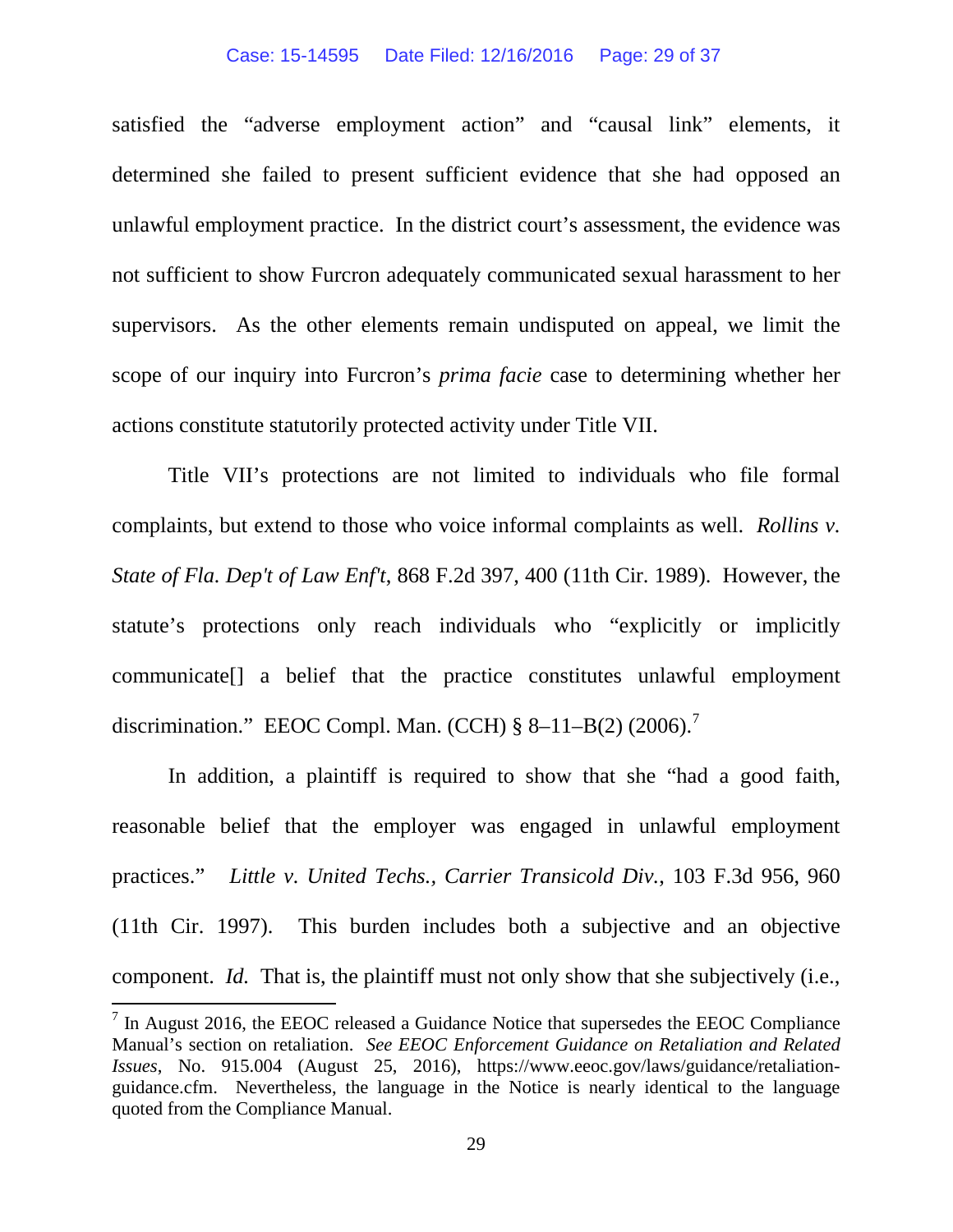satisfied the "adverse employment action" and "causal link" elements, it determined she failed to present sufficient evidence that she had opposed an unlawful employment practice. In the district court's assessment, the evidence was not sufficient to show Furcron adequately communicated sexual harassment to her supervisors. As the other elements remain undisputed on appeal, we limit the scope of our inquiry into Furcron's *prima facie* case to determining whether her actions constitute statutorily protected activity under Title VII.

Title VII's protections are not limited to individuals who file formal complaints, but extend to those who voice informal complaints as well. *Rollins v. State of Fla. Dep't of Law Enf't*, 868 F.2d 397, 400 (11th Cir. 1989). However, the statute's protections only reach individuals who "explicitly or implicitly communicate[] a belief that the practice constitutes unlawful employment discrimination." EEOC Compl. Man. (CCH) § 8–11–B(2) (2006).[7]

In addition, a plaintiff is required to show that she "had a good faith, reasonable belief that the employer was engaged in unlawful employment practices." *Little v. United Techs., Carrier Transicold Div.*, 103 F.3d 956, 960 (11th Cir. 1997). This burden includes both a subjective and an objective component. *Id.* That is, the plaintiff must not only show that she subjectively (i.e.,

---

[7] In August 2016, the EEOC released a Guidance Notice that supersedes the EEOC Compliance Manual's section on retaliation. *See EEOC Enforcement Guidance on Retaliation and Related Issues*, No. 915.004 (August 25, 2016), https://www.eeoc.gov/laws/guidance/retaliation-guidance.cfm. Nevertheless, the language in the Notice is nearly identical to the language quoted from the Compliance Manual.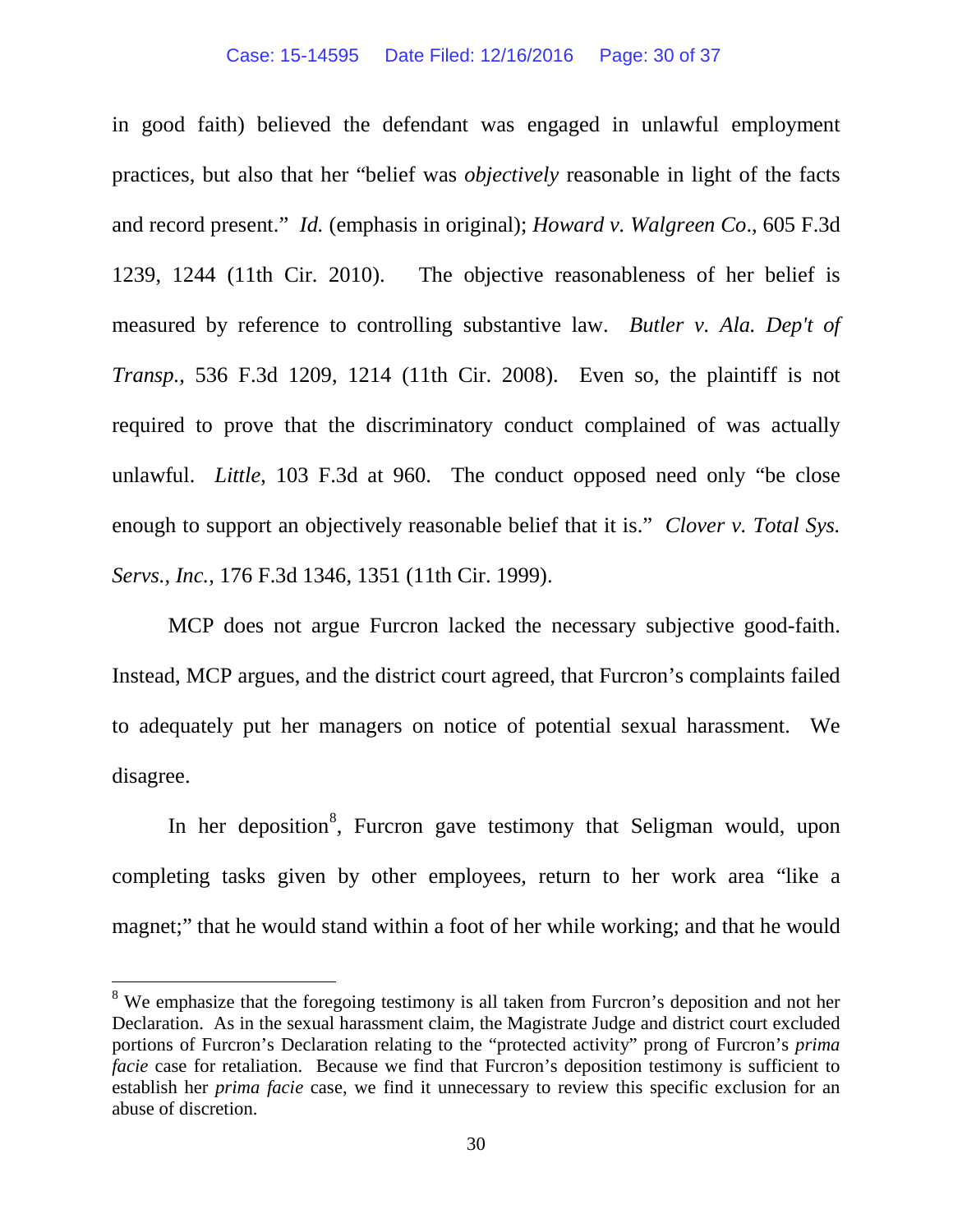in good faith) believed the defendant was engaged in unlawful employment practices, but also that her "belief was *objectively* reasonable in light of the facts and record present." *Id.* (emphasis in original); *Howard v. Walgreen Co*., 605 F.3d 1239, 1244 (11th Cir. 2010). The objective reasonableness of her belief is measured by reference to controlling substantive law. *Butler v. Ala. Dep't of Transp.*, 536 F.3d 1209, 1214 (11th Cir. 2008). Even so, the plaintiff is not required to prove that the discriminatory conduct complained of was actually unlawful. *Little*, 103 F.3d at 960. The conduct opposed need only "be close enough to support an objectively reasonable belief that it is." *Clover v. Total Sys. Servs., Inc.*, 176 F.3d 1346, 1351 (11th Cir. 1999).

MCP does not argue Furcron lacked the necessary subjective good-faith. Instead, MCP argues, and the district court agreed, that Furcron's complaints failed to adequately put her managers on notice of potential sexual harassment. We disagree.

In her deposition[8], Furcron gave testimony that Seligman would, upon completing tasks given by other employees, return to her work area "like a magnet;" that he would stand within a foot of her while working; and that he would

[8] We emphasize that the foregoing testimony is all taken from Furcron's deposition and not her Declaration. As in the sexual harassment claim, the Magistrate Judge and district court excluded portions of Furcron's Declaration relating to the "protected activity" prong of Furcron's *prima facie* case for retaliation. Because we find that Furcron's deposition testimony is sufficient to establish her *prima facie* case, we find it unnecessary to review this specific exclusion for an abuse of discretion.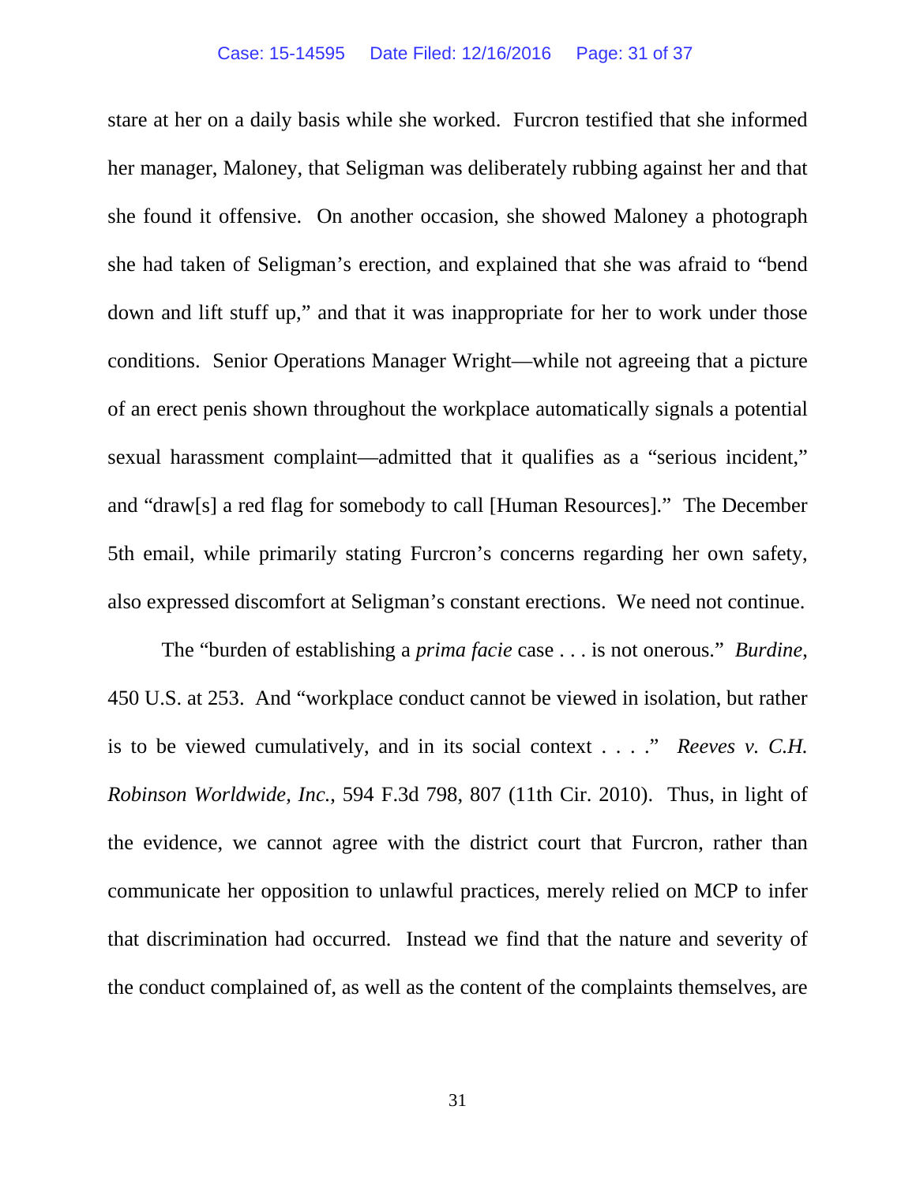stare at her on a daily basis while she worked. Furcron testified that she informed her manager, Maloney, that Seligman was deliberately rubbing against her and that she found it offensive. On another occasion, she showed Maloney a photograph she had taken of Seligman's erection, and explained that she was afraid to "bend down and lift stuff up," and that it was inappropriate for her to work under those conditions. Senior Operations Manager Wright—while not agreeing that a picture of an erect penis shown throughout the workplace automatically signals a potential sexual harassment complaint—admitted that it qualifies as a "serious incident," and "draw[s] a red flag for somebody to call [Human Resources]." The December 5th email, while primarily stating Furcron's concerns regarding her own safety, also expressed discomfort at Seligman's constant erections. We need not continue.

The "burden of establishing a *prima facie* case . . . is not onerous." *Burdine*, 450 U.S. at 253. And "workplace conduct cannot be viewed in isolation, but rather is to be viewed cumulatively, and in its social context . . . ." *Reeves v. C.H. Robinson Worldwide, Inc.*, 594 F.3d 798, 807 (11th Cir. 2010). Thus, in light of the evidence, we cannot agree with the district court that Furcron, rather than communicate her opposition to unlawful practices, merely relied on MCP to infer that discrimination had occurred. Instead we find that the nature and severity of the conduct complained of, as well as the content of the complaints themselves, are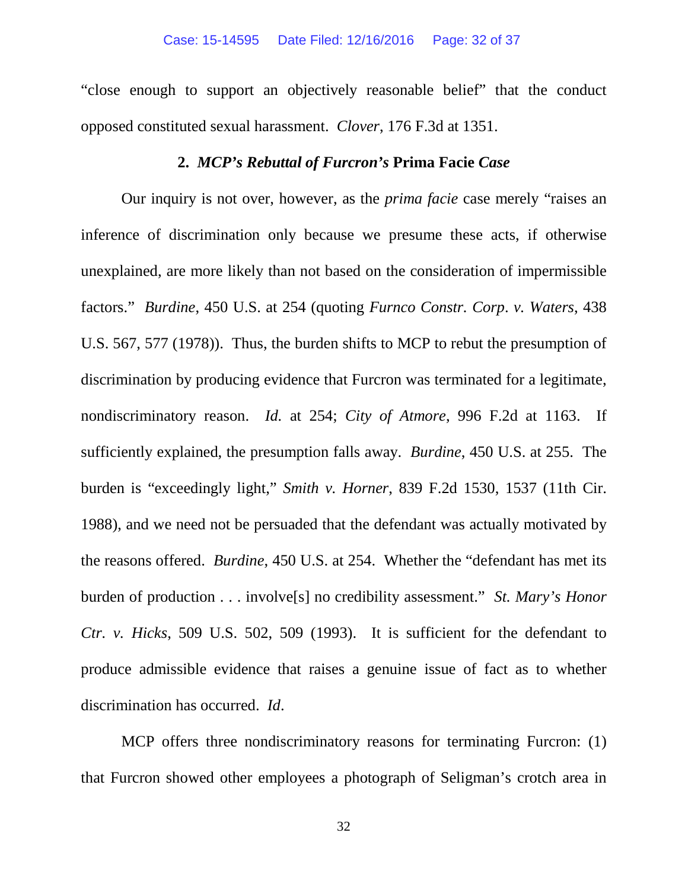"close enough to support an objectively reasonable belief" that the conduct opposed constituted sexual harassment. *Clover*, 176 F.3d at 1351.

### 2. *MCP's Rebuttal of Furcron's* **Prima Facie** *Case*

Our inquiry is not over, however, as the *prima facie* case merely "raises an inference of discrimination only because we presume these acts, if otherwise unexplained, are more likely than not based on the consideration of impermissible factors." *Burdine*, 450 U.S. at 254 (quoting *Furnco Constr. Corp. v. Waters*, 438 U.S. 567, 577 (1978)). Thus, the burden shifts to MCP to rebut the presumption of discrimination by producing evidence that Furcron was terminated for a legitimate, nondiscriminatory reason. *Id.* at 254; *City of Atmore*, 996 F.2d at 1163. If sufficiently explained, the presumption falls away. *Burdine*, 450 U.S. at 255. The burden is "exceedingly light," *Smith v. Horner*, 839 F.2d 1530, 1537 (11th Cir. 1988), and we need not be persuaded that the defendant was actually motivated by the reasons offered. *Burdine*, 450 U.S. at 254. Whether the "defendant has met its burden of production . . . involve[s] no credibility assessment." *St. Mary's Honor Ctr. v. Hicks*, 509 U.S. 502, 509 (1993). It is sufficient for the defendant to produce admissible evidence that raises a genuine issue of fact as to whether discrimination has occurred. *Id*.

MCP offers three nondiscriminatory reasons for terminating Furcron: (1) that Furcron showed other employees a photograph of Seligman's crotch area in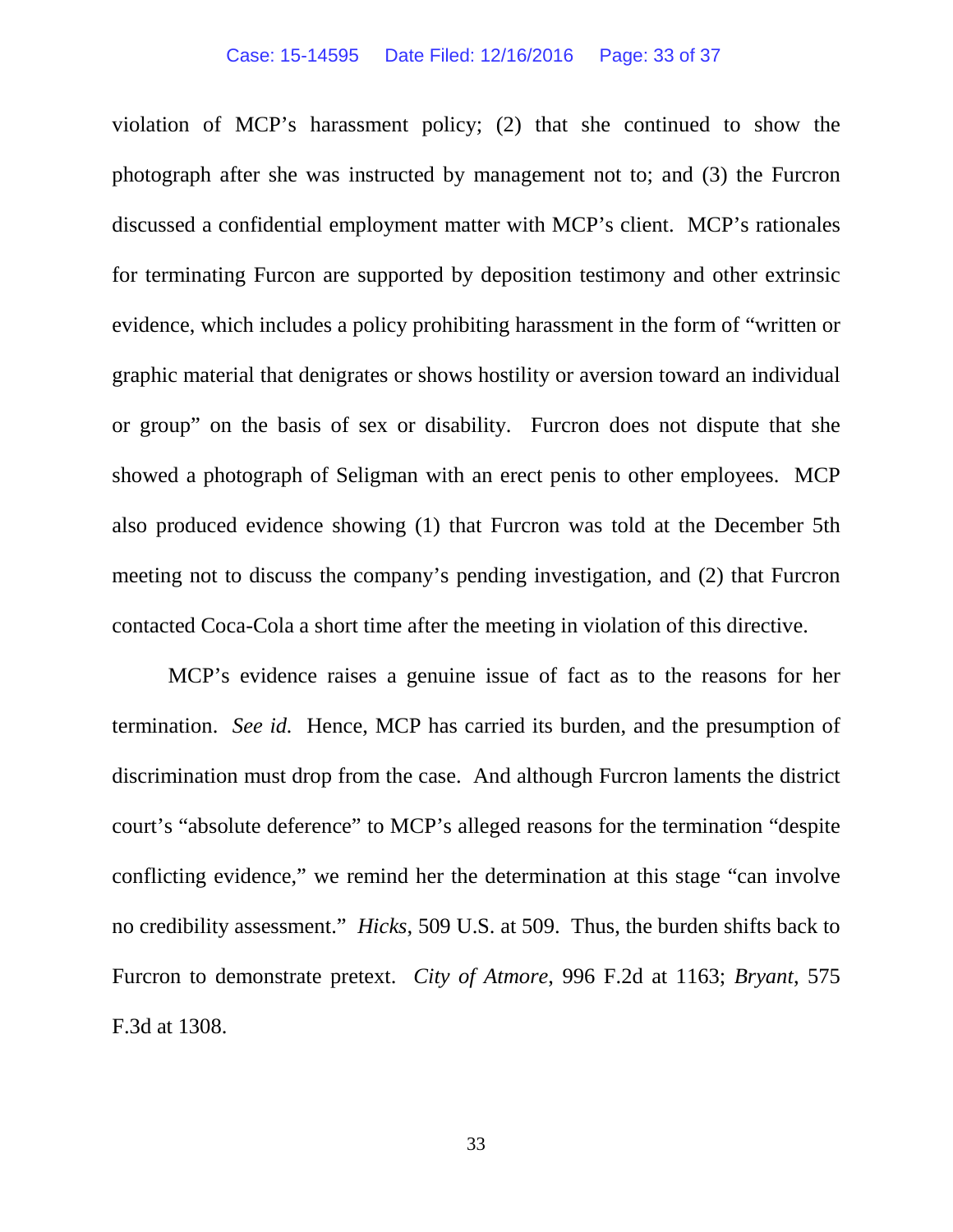violation of MCP's harassment policy; (2) that she continued to show the photograph after she was instructed by management not to; and (3) the Furcron discussed a confidential employment matter with MCP's client. MCP's rationales for terminating Furcon are supported by deposition testimony and other extrinsic evidence, which includes a policy prohibiting harassment in the form of "written or graphic material that denigrates or shows hostility or aversion toward an individual or group" on the basis of sex or disability. Furcron does not dispute that she showed a photograph of Seligman with an erect penis to other employees. MCP also produced evidence showing (1) that Furcron was told at the December 5th meeting not to discuss the company's pending investigation, and (2) that Furcron contacted Coca-Cola a short time after the meeting in violation of this directive.

MCP's evidence raises a genuine issue of fact as to the reasons for her termination. *See id.* Hence, MCP has carried its burden, and the presumption of discrimination must drop from the case. And although Furcron laments the district court's "absolute deference" to MCP's alleged reasons for the termination "despite conflicting evidence," we remind her the determination at this stage "can involve no credibility assessment." *Hicks*, 509 U.S. at 509. Thus, the burden shifts back to Furcron to demonstrate pretext. *City of Atmore*, 996 F.2d at 1163; *Bryant*, 575 F.3d at 1308.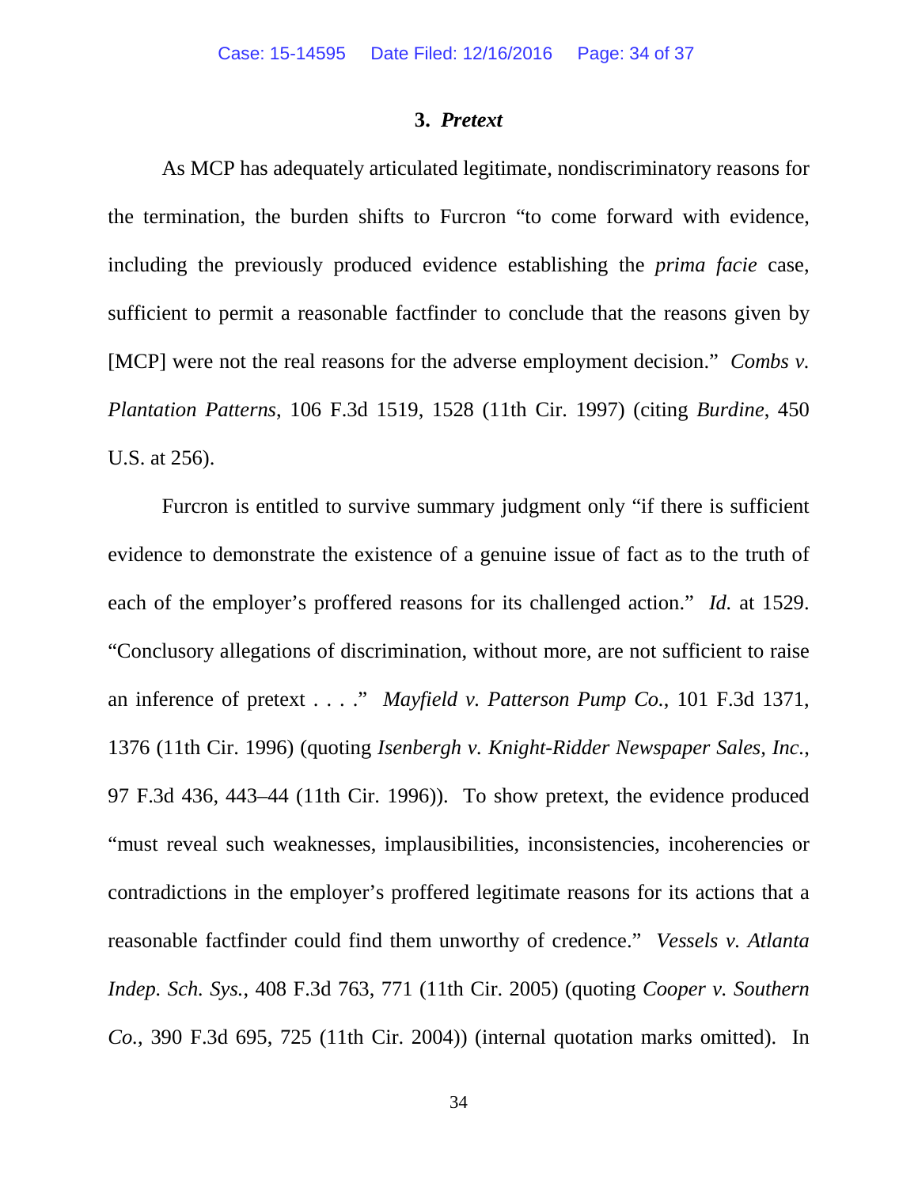### 3. *Pretext*

As MCP has adequately articulated legitimate, nondiscriminatory reasons for the termination, the burden shifts to Furcron "to come forward with evidence, including the previously produced evidence establishing the *prima facie* case, sufficient to permit a reasonable factfinder to conclude that the reasons given by [MCP] were not the real reasons for the adverse employment decision." *Combs v. Plantation Patterns*, 106 F.3d 1519, 1528 (11th Cir. 1997) (citing *Burdine*, 450 U.S. at 256).

Furcron is entitled to survive summary judgment only "if there is sufficient evidence to demonstrate the existence of a genuine issue of fact as to the truth of each of the employer's proffered reasons for its challenged action." *Id.* at 1529. "Conclusory allegations of discrimination, without more, are not sufficient to raise an inference of pretext . . . ." *Mayfield v. Patterson Pump Co.*, 101 F.3d 1371, 1376 (11th Cir. 1996) (quoting *Isenbergh v. Knight-Ridder Newspaper Sales, Inc.*, 97 F.3d 436, 443–44 (11th Cir. 1996)). To show pretext, the evidence produced "must reveal such weaknesses, implausibilities, inconsistencies, incoherencies or contradictions in the employer's proffered legitimate reasons for its actions that a reasonable factfinder could find them unworthy of credence." *Vessels v. Atlanta Indep. Sch. Sys.*, 408 F.3d 763, 771 (11th Cir. 2005) (quoting *Cooper v. Southern Co.*, 390 F.3d 695, 725 (11th Cir. 2004)) (internal quotation marks omitted). In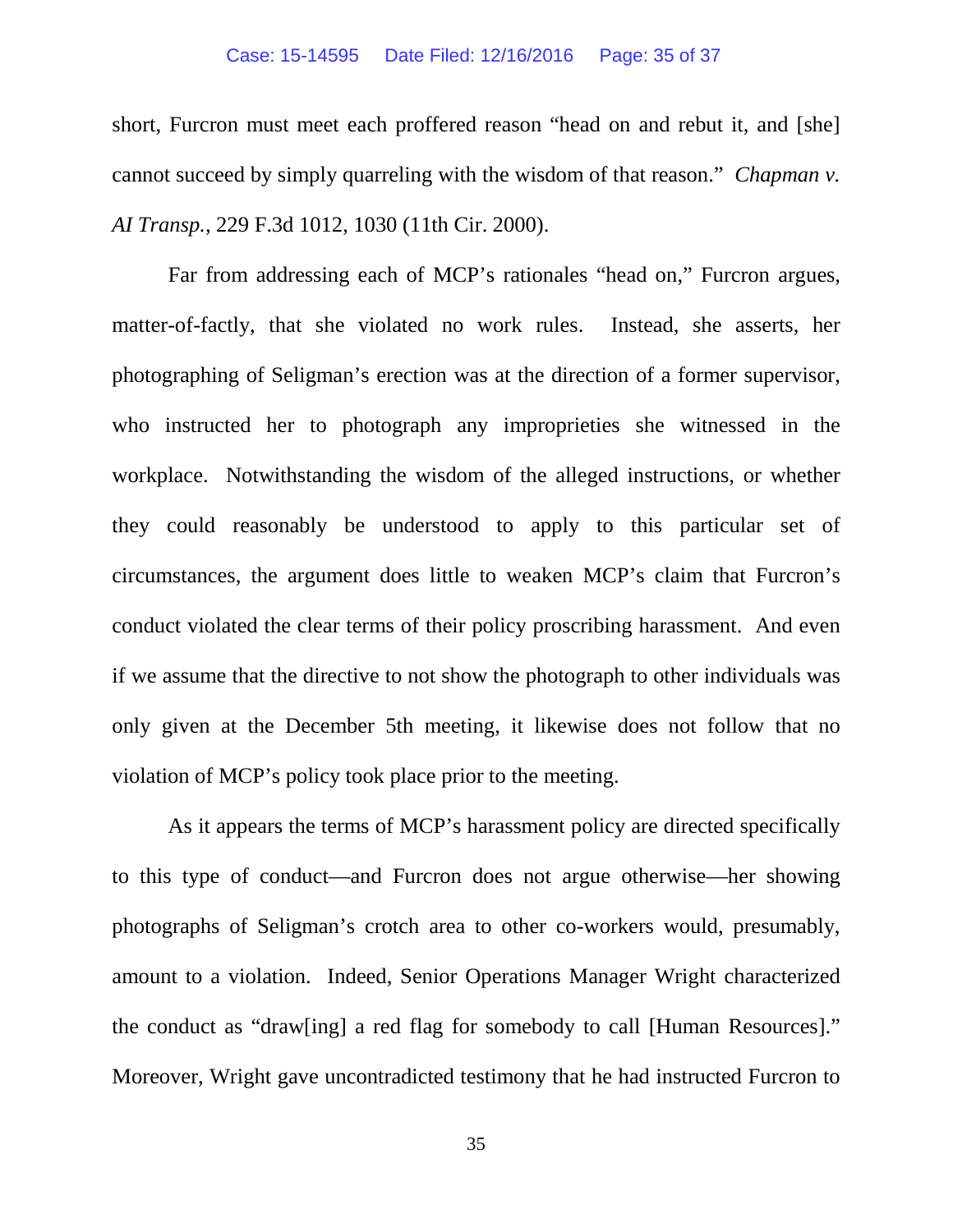short, Furcron must meet each proffered reason "head on and rebut it, and [she] cannot succeed by simply quarreling with the wisdom of that reason." *Chapman v. AI Transp.*, 229 F.3d 1012, 1030 (11th Cir. 2000).

Far from addressing each of MCP's rationales "head on," Furcron argues, matter-of-factly, that she violated no work rules. Instead, she asserts, her photographing of Seligman's erection was at the direction of a former supervisor, who instructed her to photograph any improprieties she witnessed in the workplace. Notwithstanding the wisdom of the alleged instructions, or whether they could reasonably be understood to apply to this particular set of circumstances, the argument does little to weaken MCP's claim that Furcron's conduct violated the clear terms of their policy proscribing harassment. And even if we assume that the directive to not show the photograph to other individuals was only given at the December 5th meeting, it likewise does not follow that no violation of MCP's policy took place prior to the meeting.

As it appears the terms of MCP's harassment policy are directed specifically to this type of conduct—and Furcron does not argue otherwise—her showing photographs of Seligman's crotch area to other co-workers would, presumably, amount to a violation. Indeed, Senior Operations Manager Wright characterized the conduct as "draw[ing] a red flag for somebody to call [Human Resources]." Moreover, Wright gave uncontradicted testimony that he had instructed Furcron to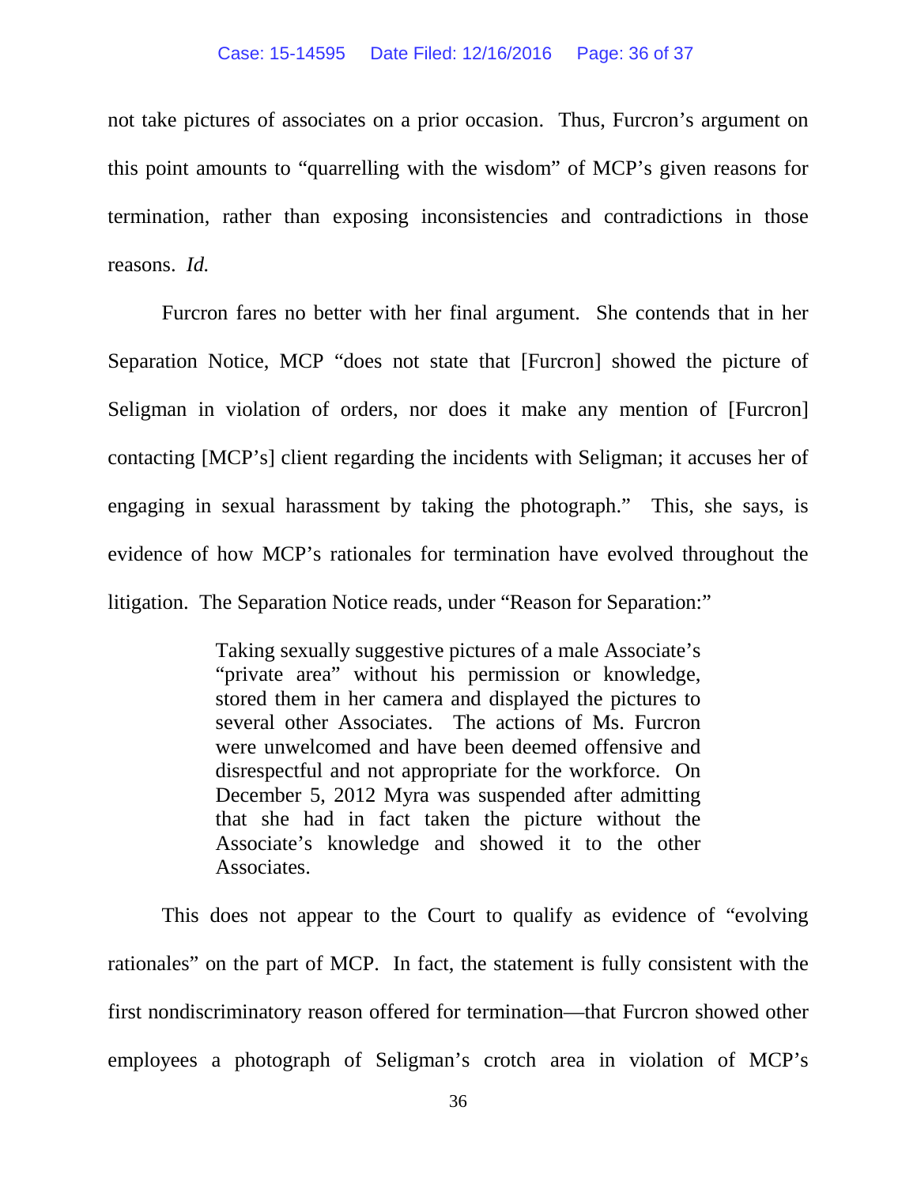not take pictures of associates on a prior occasion. Thus, Furcron's argument on this point amounts to "quarrelling with the wisdom" of MCP's given reasons for termination, rather than exposing inconsistencies and contradictions in those reasons. *Id.*

Furcron fares no better with her final argument. She contends that in her Separation Notice, MCP "does not state that [Furcron] showed the picture of Seligman in violation of orders, nor does it make any mention of [Furcron] contacting [MCP's] client regarding the incidents with Seligman; it accuses her of engaging in sexual harassment by taking the photograph." This, she says, is evidence of how MCP's rationales for termination have evolved throughout the litigation. The Separation Notice reads, under "Reason for Separation:"

> Taking sexually suggestive pictures of a male Associate's "private area" without his permission or knowledge, stored them in her camera and displayed the pictures to several other Associates. The actions of Ms. Furcron were unwelcomed and have been deemed offensive and disrespectful and not appropriate for the workforce. On December 5, 2012 Myra was suspended after admitting that she had in fact taken the picture without the Associate's knowledge and showed it to the other Associates.

This does not appear to the Court to qualify as evidence of "evolving rationales" on the part of MCP. In fact, the statement is fully consistent with the first nondiscriminatory reason offered for termination—that Furcron showed other employees a photograph of Seligman's crotch area in violation of MCP's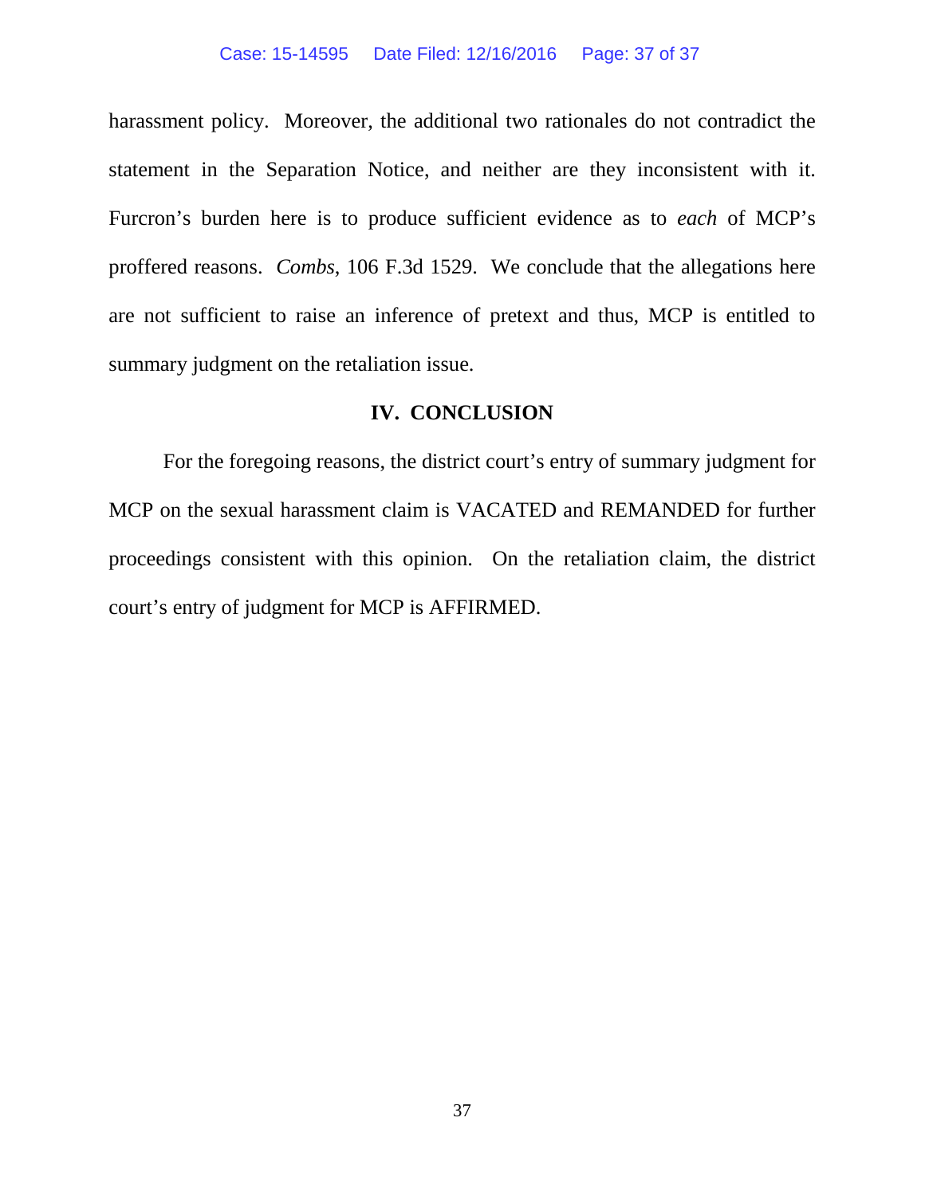harassment policy. Moreover, the additional two rationales do not contradict the statement in the Separation Notice, and neither are they inconsistent with it. Furcron's burden here is to produce sufficient evidence as to *each* of MCP's proffered reasons. *Combs*, 106 F.3d 1529. We conclude that the allegations here are not sufficient to raise an inference of pretext and thus, MCP is entitled to summary judgment on the retaliation issue.

## IV. CONCLUSION

For the foregoing reasons, the district court's entry of summary judgment for MCP on the sexual harassment claim is VACATED and REMANDED for further proceedings consistent with this opinion. On the retaliation claim, the district court's entry of judgment for MCP is AFFIRMED.